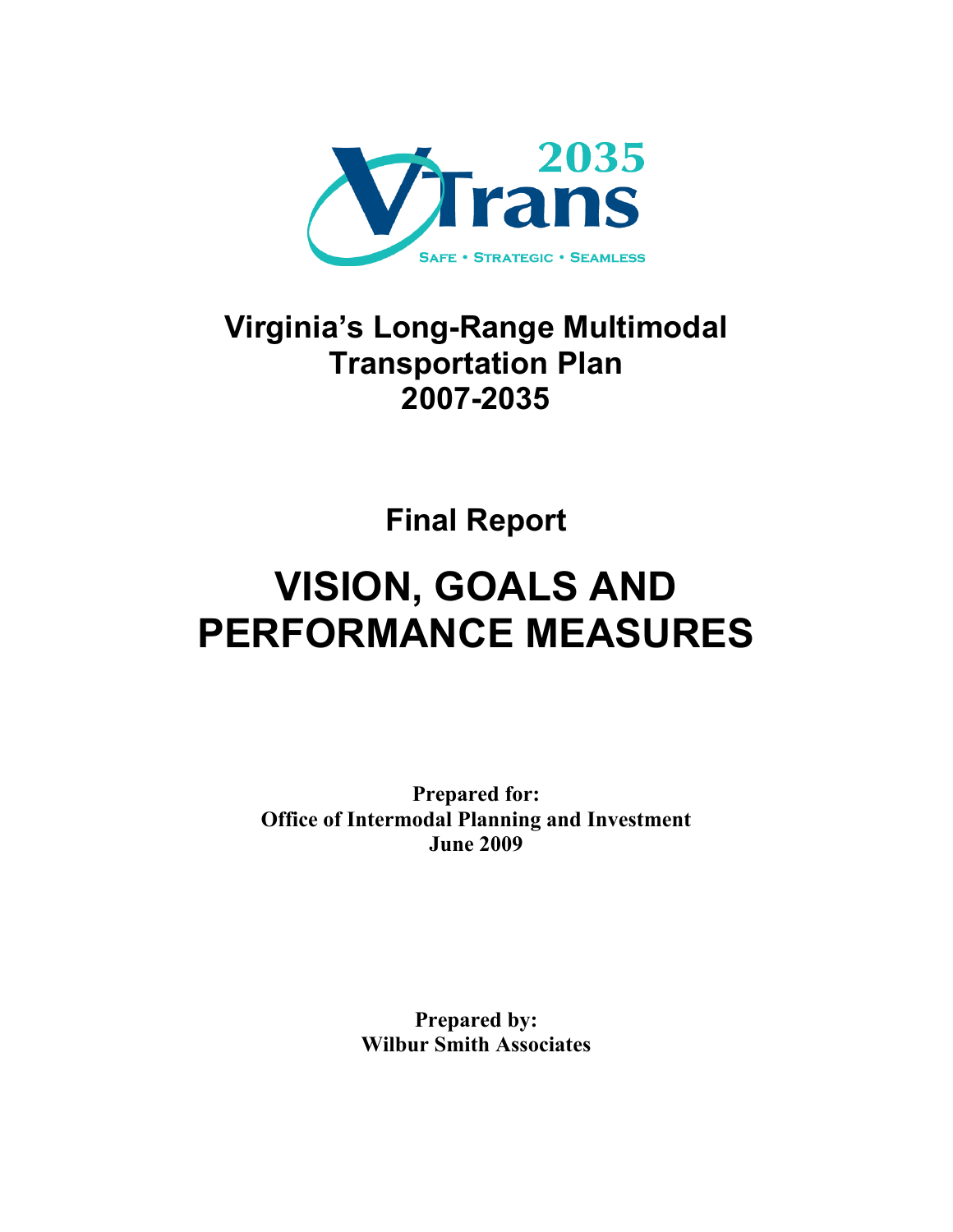2035

VTrans

SAFE • STRATEGIC • SEAMLESS

# Virginia's Long-Range Multimodal Transportation Plan 2007-2035

## Final Report

# VISION, GOALS AND PERFORMANCE MEASURES

**Prepared for:**
**Office of Intermodal Planning and Investment**
**June 2009**

**Prepared by:**
**Wilbur Smith Associates**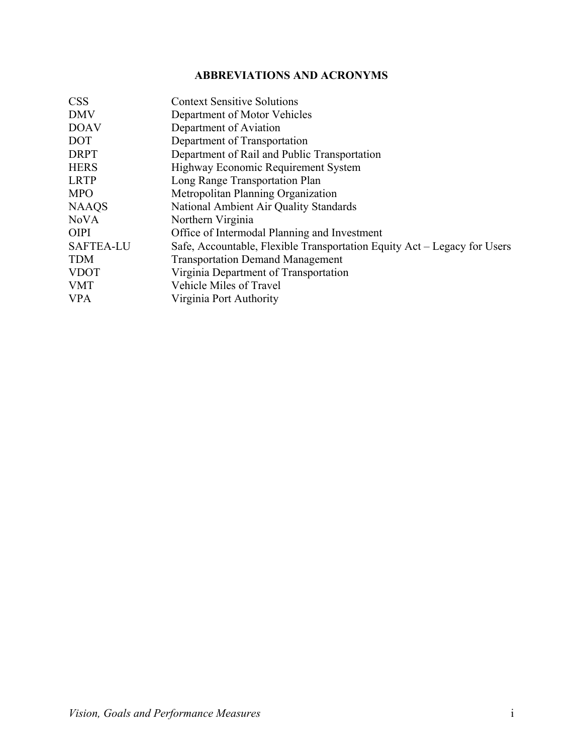## ABBREVIATIONS AND ACRONYMS

| | |
|---|---|
| CSS | Context Sensitive Solutions |
| DMV | Department of Motor Vehicles |
| DOAV | Department of Aviation |
| DOT | Department of Transportation |
| DRPT | Department of Rail and Public Transportation |
| HERS | Highway Economic Requirement System |
| LRTP | Long Range Transportation Plan |
| MPO | Metropolitan Planning Organization |
| NAAQS | National Ambient Air Quality Standards |
| NoVA | Northern Virginia |
| OIPI | Office of Intermodal Planning and Investment |
| SAFTEA-LU | Safe, Accountable, Flexible Transportation Equity Act – Legacy for Users |
| TDM | Transportation Demand Management |
| VDOT | Virginia Department of Transportation |
| VMT | Vehicle Miles of Travel |
| VPA | Virginia Port Authority |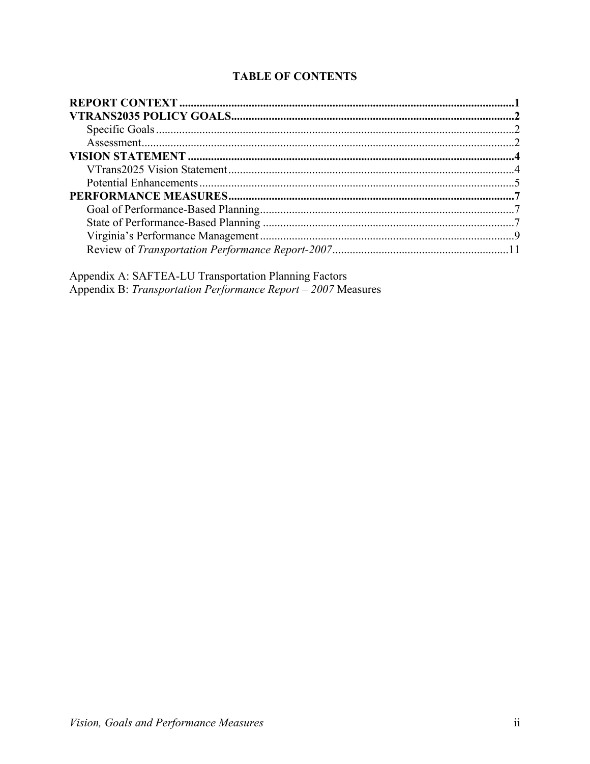# TABLE OF CONTENTS

**REPORT CONTEXT** .................................................................................................................... **1**

**VTRANS2035 POLICY GOALS**................................................................................................. **2**

Specific Goals ........................................................................................................................... 2

Assessment ................................................................................................................................ 2

**VISION STATEMENT** ................................................................................................................ **4**

VTrans2025 Vision Statement .................................................................................................. 4

Potential Enhancements ............................................................................................................ 5

**PERFORMANCE MEASURES**................................................................................................... **7**

Goal of Performance-Based Planning........................................................................................ 7

State of Performance-Based Planning ....................................................................................... 7

Virginia's Performance Management ........................................................................................ 9

Review of *Transportation Performance Report-2007*............................................................ 11

Appendix A: SAFTEA-LU Transportation Planning Factors

Appendix B: *Transportation Performance Report – 2007* Measures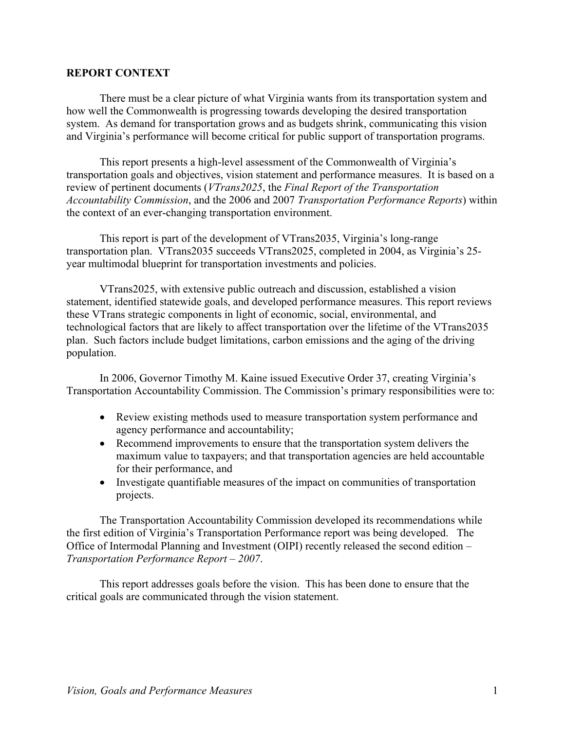## REPORT CONTEXT

There must be a clear picture of what Virginia wants from its transportation system and how well the Commonwealth is progressing towards developing the desired transportation system. As demand for transportation grows and as budgets shrink, communicating this vision and Virginia's performance will become critical for public support of transportation programs.

This report presents a high-level assessment of the Commonwealth of Virginia's transportation goals and objectives, vision statement and performance measures. It is based on a review of pertinent documents (*VTrans2025*, the *Final Report of the Transportation Accountability Commission*, and the 2006 and 2007 *Transportation Performance Reports*) within the context of an ever-changing transportation environment.

This report is part of the development of VTrans2035, Virginia's long-range transportation plan. VTrans2035 succeeds VTrans2025, completed in 2004, as Virginia's 25-year multimodal blueprint for transportation investments and policies.

VTrans2025, with extensive public outreach and discussion, established a vision statement, identified statewide goals, and developed performance measures. This report reviews these VTrans strategic components in light of economic, social, environmental, and technological factors that are likely to affect transportation over the lifetime of the VTrans2035 plan. Such factors include budget limitations, carbon emissions and the aging of the driving population.

In 2006, Governor Timothy M. Kaine issued Executive Order 37, creating Virginia's Transportation Accountability Commission. The Commission's primary responsibilities were to:

- Review existing methods used to measure transportation system performance and agency performance and accountability;
- Recommend improvements to ensure that the transportation system delivers the maximum value to taxpayers; and that transportation agencies are held accountable for their performance, and
- Investigate quantifiable measures of the impact on communities of transportation projects.

The Transportation Accountability Commission developed its recommendations while the first edition of Virginia's Transportation Performance report was being developed. The Office of Intermodal Planning and Investment (OIPI) recently released the second edition – *Transportation Performance Report – 2007*.

This report addresses goals before the vision. This has been done to ensure that the critical goals are communicated through the vision statement.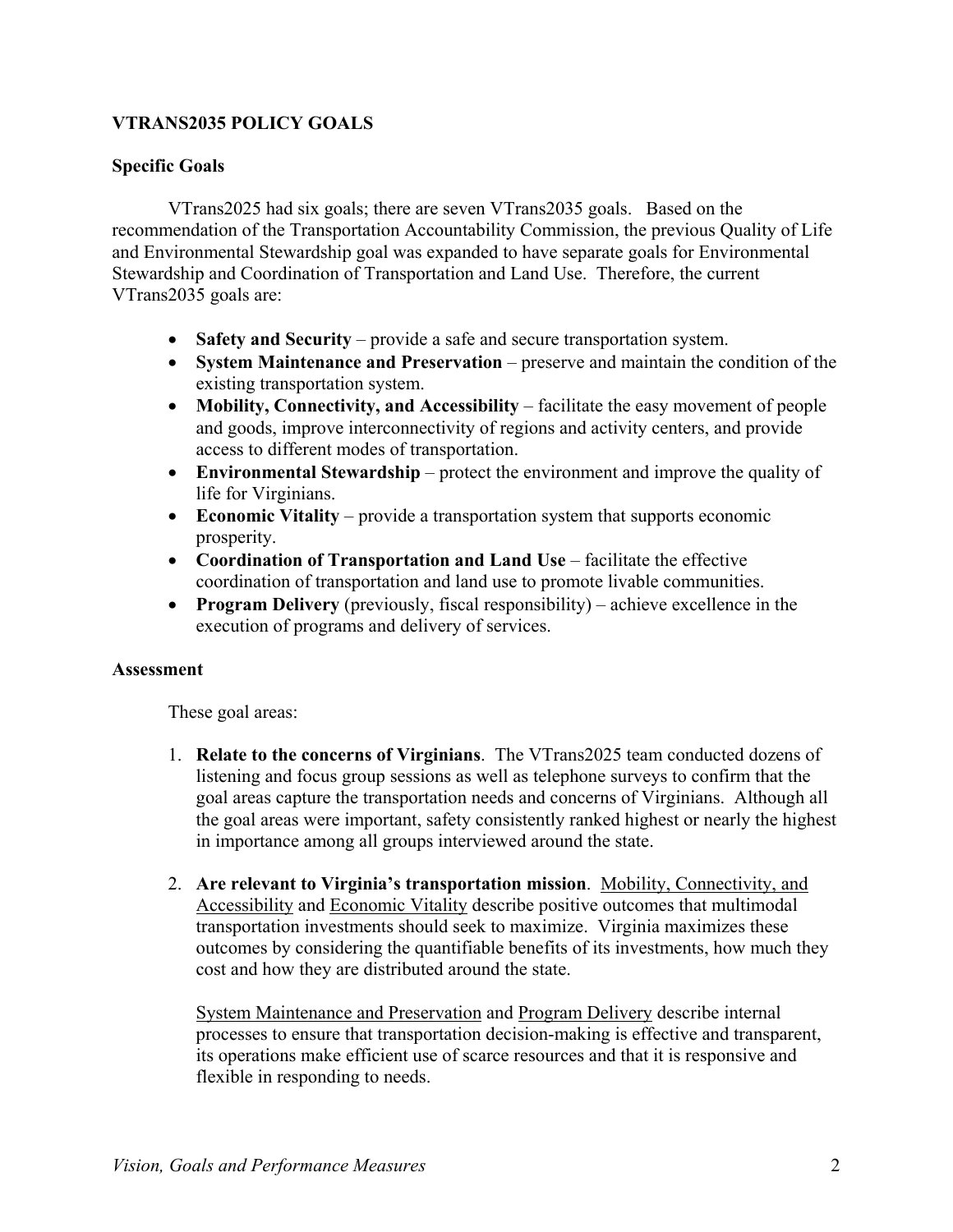## VTRANS2035 POLICY GOALS

### Specific Goals

VTrans2025 had six goals; there are seven VTrans2035 goals. Based on the recommendation of the Transportation Accountability Commission, the previous Quality of Life and Environmental Stewardship goal was expanded to have separate goals for Environmental Stewardship and Coordination of Transportation and Land Use. Therefore, the current VTrans2035 goals are:

- **Safety and Security** – provide a safe and secure transportation system.
- **System Maintenance and Preservation** – preserve and maintain the condition of the existing transportation system.
- **Mobility, Connectivity, and Accessibility** – facilitate the easy movement of people and goods, improve interconnectivity of regions and activity centers, and provide access to different modes of transportation.
- **Environmental Stewardship** – protect the environment and improve the quality of life for Virginians.
- **Economic Vitality** – provide a transportation system that supports economic prosperity.
- **Coordination of Transportation and Land Use** – facilitate the effective coordination of transportation and land use to promote livable communities.
- **Program Delivery** (previously, fiscal responsibility) – achieve excellence in the execution of programs and delivery of services.

### Assessment

These goal areas:

1. **Relate to the concerns of Virginians**. The VTrans2025 team conducted dozens of listening and focus group sessions as well as telephone surveys to confirm that the goal areas capture the transportation needs and concerns of Virginians. Although all the goal areas were important, safety consistently ranked highest or nearly the highest in importance among all groups interviewed around the state.

2. **Are relevant to Virginia's transportation mission**. Mobility, Connectivity, and Accessibility and Economic Vitality describe positive outcomes that multimodal transportation investments should seek to maximize. Virginia maximizes these outcomes by considering the quantifiable benefits of its investments, how much they cost and how they are distributed around the state.

   System Maintenance and Preservation and Program Delivery describe internal processes to ensure that transportation decision-making is effective and transparent, its operations make efficient use of scarce resources and that it is responsive and flexible in responding to needs.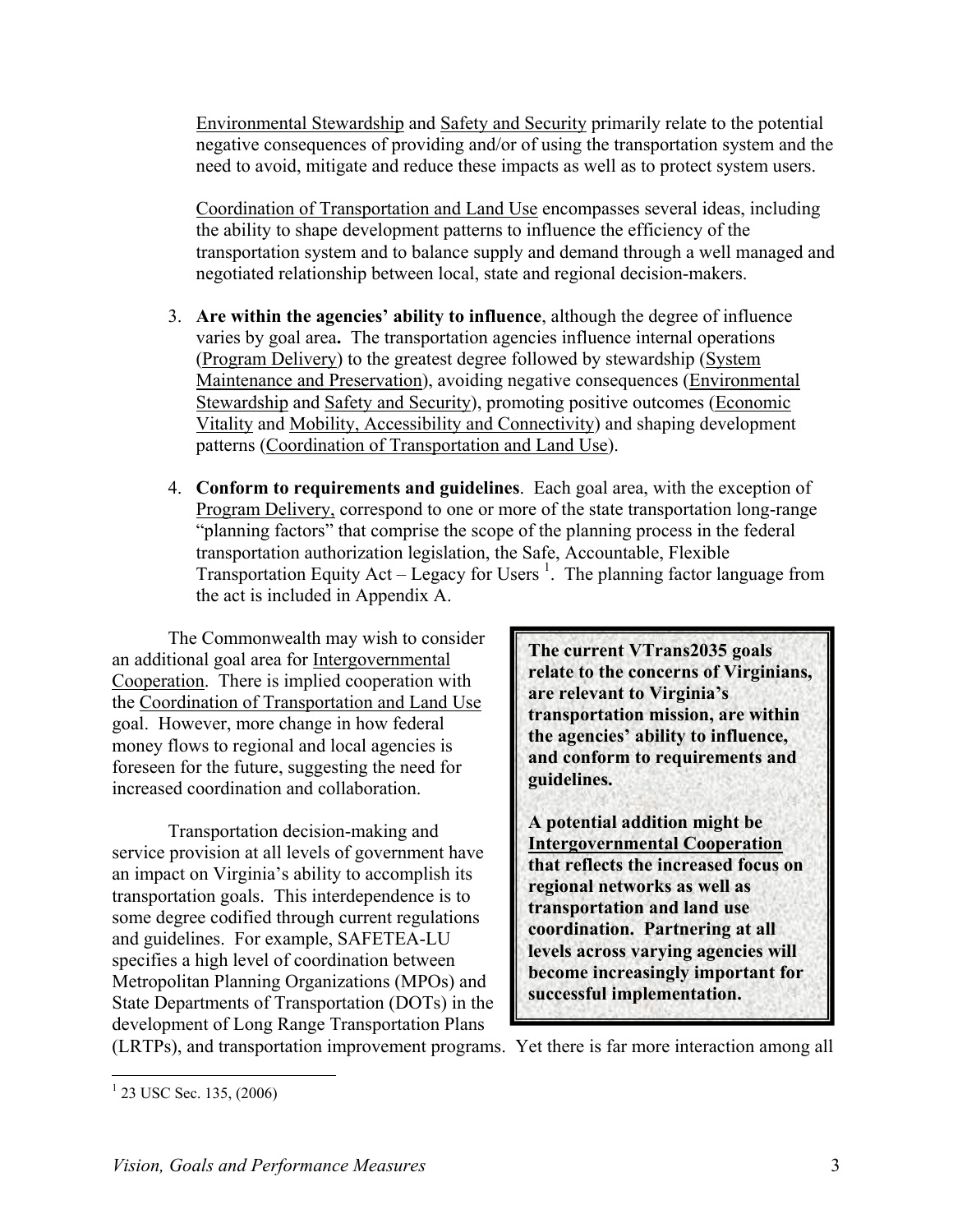Environmental Stewardship and Safety and Security primarily relate to the potential negative consequences of providing and/or of using the transportation system and the need to avoid, mitigate and reduce these impacts as well as to protect system users.

Coordination of Transportation and Land Use encompasses several ideas, including the ability to shape development patterns to influence the efficiency of the transportation system and to balance supply and demand through a well managed and negotiated relationship between local, state and regional decision-makers.

3. **Are within the agencies' ability to influence**, although the degree of influence varies by goal area**.** The transportation agencies influence internal operations (Program Delivery) to the greatest degree followed by stewardship (System Maintenance and Preservation), avoiding negative consequences (Environmental Stewardship and Safety and Security), promoting positive outcomes (Economic Vitality and Mobility, Accessibility and Connectivity) and shaping development patterns (Coordination of Transportation and Land Use).

4. **Conform to requirements and guidelines**. Each goal area, with the exception of Program Delivery, correspond to one or more of the state transportation long-range "planning factors" that comprise the scope of the planning process in the federal transportation authorization legislation, the Safe, Accountable, Flexible Transportation Equity Act – Legacy for Users [1]. The planning factor language from the act is included in Appendix A.

**The current VTrans2035 goals relate to the concerns of Virginians, are relevant to Virginia's transportation mission, are within the agencies' ability to influence, and conform to requirements and guidelines.**

**A potential addition might be Intergovernmental Cooperation that reflects the increased focus on regional networks as well as transportation and land use coordination. Partnering at all levels across varying agencies will become increasingly important for successful implementation.**

The Commonwealth may wish to consider an additional goal area for Intergovernmental Cooperation. There is implied cooperation with the Coordination of Transportation and Land Use goal. However, more change in how federal money flows to regional and local agencies is foreseen for the future, suggesting the need for increased coordination and collaboration.

Transportation decision-making and service provision at all levels of government have an impact on Virginia's ability to accomplish its transportation goals. This interdependence is to some degree codified through current regulations and guidelines. For example, SAFETEA-LU specifies a high level of coordination between Metropolitan Planning Organizations (MPOs) and State Departments of Transportation (DOTs) in the development of Long Range Transportation Plans (LRTPs), and transportation improvement programs. Yet there is far more interaction among all

[1] 23 USC Sec. 135, (2006)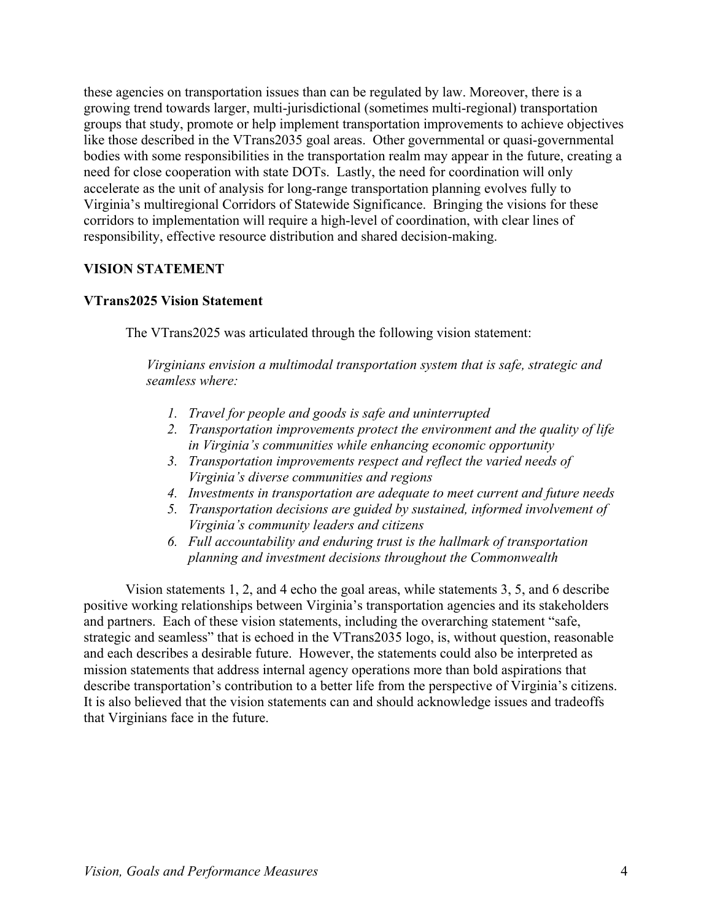these agencies on transportation issues than can be regulated by law. Moreover, there is a growing trend towards larger, multi-jurisdictional (sometimes multi-regional) transportation groups that study, promote or help implement transportation improvements to achieve objectives like those described in the VTrans2035 goal areas. Other governmental or quasi-governmental bodies with some responsibilities in the transportation realm may appear in the future, creating a need for close cooperation with state DOTs. Lastly, the need for coordination will only accelerate as the unit of analysis for long-range transportation planning evolves fully to Virginia's multiregional Corridors of Statewide Significance. Bringing the visions for these corridors to implementation will require a high-level of coordination, with clear lines of responsibility, effective resource distribution and shared decision-making.

## VISION STATEMENT

### VTrans2025 Vision Statement

The VTrans2025 was articulated through the following vision statement:

> *Virginians envision a multimodal transportation system that is safe, strategic and seamless where:*
>
> 1. *Travel for people and goods is safe and uninterrupted*
> 2. *Transportation improvements protect the environment and the quality of life in Virginia's communities while enhancing economic opportunity*
> 3. *Transportation improvements respect and reflect the varied needs of Virginia's diverse communities and regions*
> 4. *Investments in transportation are adequate to meet current and future needs*
> 5. *Transportation decisions are guided by sustained, informed involvement of Virginia's community leaders and citizens*
> 6. *Full accountability and enduring trust is the hallmark of transportation planning and investment decisions throughout the Commonwealth*

Vision statements 1, 2, and 4 echo the goal areas, while statements 3, 5, and 6 describe positive working relationships between Virginia's transportation agencies and its stakeholders and partners. Each of these vision statements, including the overarching statement "safe, strategic and seamless" that is echoed in the VTrans2035 logo, is, without question, reasonable and each describes a desirable future. However, the statements could also be interpreted as mission statements that address internal agency operations more than bold aspirations that describe transportation's contribution to a better life from the perspective of Virginia's citizens. It is also believed that the vision statements can and should acknowledge issues and tradeoffs that Virginians face in the future.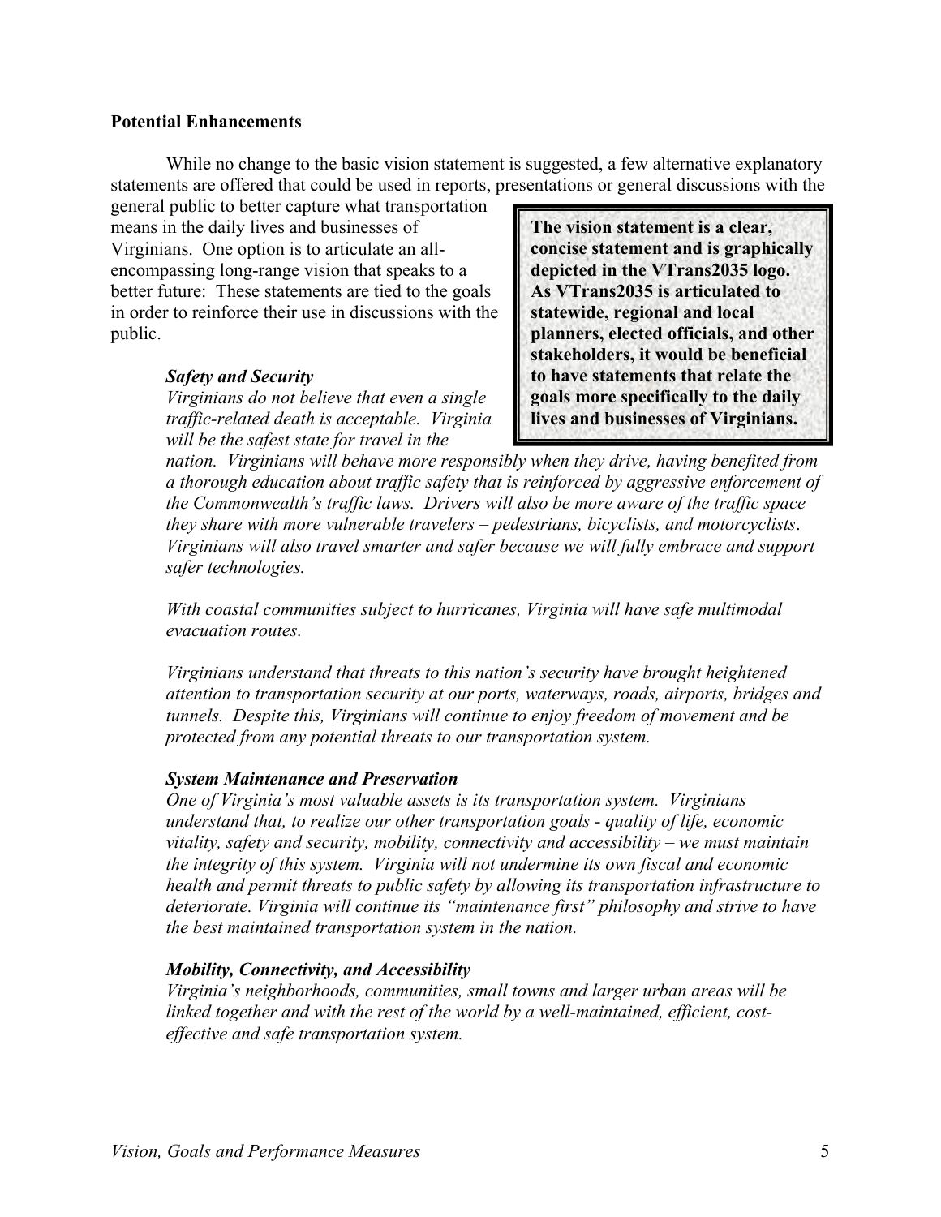**Potential Enhancements**

While no change to the basic vision statement is suggested, a few alternative explanatory statements are offered that could be used in reports, presentations or general discussions with the general public to better capture what transportation means in the daily lives and businesses of Virginians. One option is to articulate an all-encompassing long-range vision that speaks to a better future: These statements are tied to the goals in order to reinforce their use in discussions with the public.

**The vision statement is a clear, concise statement and is graphically depicted in the VTrans2035 logo. As VTrans2035 is articulated to statewide, regional and local planners, elected officials, and other stakeholders, it would be beneficial to have statements that relate the goals more specifically to the daily lives and businesses of Virginians.**

***Safety and Security***

*Virginians do not believe that even a single traffic-related death is acceptable. Virginia will be the safest state for travel in the nation. Virginians will behave more responsibly when they drive, having benefited from a thorough education about traffic safety that is reinforced by aggressive enforcement of the Commonwealth's traffic laws. Drivers will also be more aware of the traffic space they share with more vulnerable travelers – pedestrians, bicyclists, and motorcyclists. Virginians will also travel smarter and safer because we will fully embrace and support safer technologies.*

*With coastal communities subject to hurricanes, Virginia will have safe multimodal evacuation routes.*

*Virginians understand that threats to this nation's security have brought heightened attention to transportation security at our ports, waterways, roads, airports, bridges and tunnels. Despite this, Virginians will continue to enjoy freedom of movement and be protected from any potential threats to our transportation system.*

***System Maintenance and Preservation***

*One of Virginia's most valuable assets is its transportation system. Virginians understand that, to realize our other transportation goals - quality of life, economic vitality, safety and security, mobility, connectivity and accessibility – we must maintain the integrity of this system. Virginia will not undermine its own fiscal and economic health and permit threats to public safety by allowing its transportation infrastructure to deteriorate. Virginia will continue its "maintenance first" philosophy and strive to have the best maintained transportation system in the nation.*

***Mobility, Connectivity, and Accessibility***

*Virginia's neighborhoods, communities, small towns and larger urban areas will be linked together and with the rest of the world by a well-maintained, efficient, cost-effective and safe transportation system.*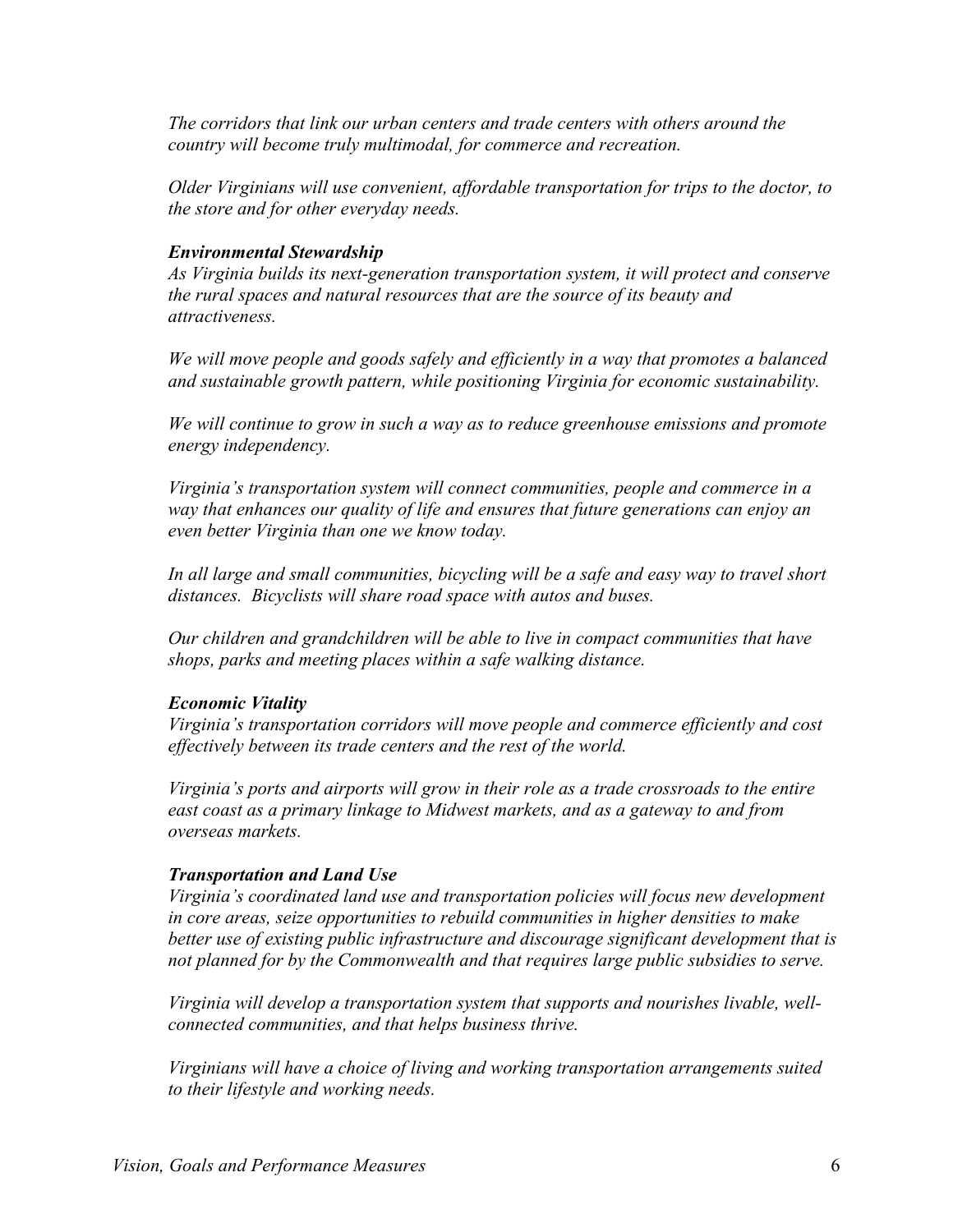*The corridors that link our urban centers and trade centers with others around the country will become truly multimodal, for commerce and recreation.*

*Older Virginians will use convenient, affordable transportation for trips to the doctor, to the store and for other everyday needs.*

***Environmental Stewardship***

*As Virginia builds its next-generation transportation system, it will protect and conserve the rural spaces and natural resources that are the source of its beauty and attractiveness.*

*We will move people and goods safely and efficiently in a way that promotes a balanced and sustainable growth pattern, while positioning Virginia for economic sustainability.*

*We will continue to grow in such a way as to reduce greenhouse emissions and promote energy independency.*

*Virginia's transportation system will connect communities, people and commerce in a way that enhances our quality of life and ensures that future generations can enjoy an even better Virginia than one we know today.*

*In all large and small communities, bicycling will be a safe and easy way to travel short distances. Bicyclists will share road space with autos and buses.*

*Our children and grandchildren will be able to live in compact communities that have shops, parks and meeting places within a safe walking distance.*

***Economic Vitality***

*Virginia's transportation corridors will move people and commerce efficiently and cost effectively between its trade centers and the rest of the world.*

*Virginia's ports and airports will grow in their role as a trade crossroads to the entire east coast as a primary linkage to Midwest markets, and as a gateway to and from overseas markets.*

***Transportation and Land Use***

*Virginia's coordinated land use and transportation policies will focus new development in core areas, seize opportunities to rebuild communities in higher densities to make better use of existing public infrastructure and discourage significant development that is not planned for by the Commonwealth and that requires large public subsidies to serve.*

*Virginia will develop a transportation system that supports and nourishes livable, well-connected communities, and that helps business thrive.*

*Virginians will have a choice of living and working transportation arrangements suited to their lifestyle and working needs.*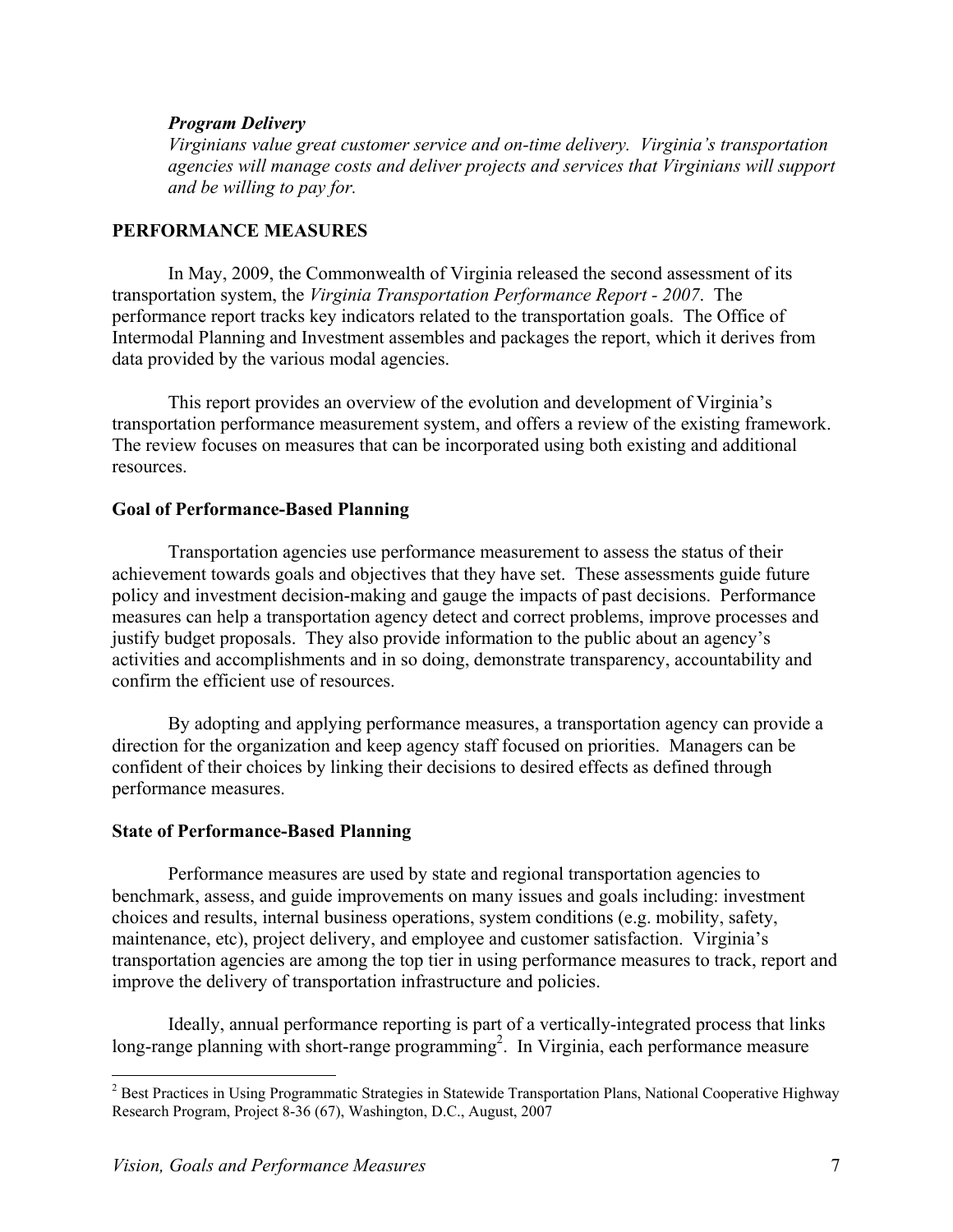***Program Delivery***
*Virginians value great customer service and on-time delivery. Virginia's transportation agencies will manage costs and deliver projects and services that Virginians will support and be willing to pay for.*

## PERFORMANCE MEASURES

In May, 2009, the Commonwealth of Virginia released the second assessment of its transportation system, the *Virginia Transportation Performance Report - 2007*. The performance report tracks key indicators related to the transportation goals. The Office of Intermodal Planning and Investment assembles and packages the report, which it derives from data provided by the various modal agencies.

This report provides an overview of the evolution and development of Virginia's transportation performance measurement system, and offers a review of the existing framework. The review focuses on measures that can be incorporated using both existing and additional resources.

### Goal of Performance-Based Planning

Transportation agencies use performance measurement to assess the status of their achievement towards goals and objectives that they have set. These assessments guide future policy and investment decision-making and gauge the impacts of past decisions. Performance measures can help a transportation agency detect and correct problems, improve processes and justify budget proposals. They also provide information to the public about an agency's activities and accomplishments and in so doing, demonstrate transparency, accountability and confirm the efficient use of resources.

By adopting and applying performance measures, a transportation agency can provide a direction for the organization and keep agency staff focused on priorities. Managers can be confident of their choices by linking their decisions to desired effects as defined through performance measures.

### State of Performance-Based Planning

Performance measures are used by state and regional transportation agencies to benchmark, assess, and guide improvements on many issues and goals including: investment choices and results, internal business operations, system conditions (e.g. mobility, safety, maintenance, etc), project delivery, and employee and customer satisfaction. Virginia's transportation agencies are among the top tier in using performance measures to track, report and improve the delivery of transportation infrastructure and policies.

Ideally, annual performance reporting is part of a vertically-integrated process that links long-range planning with short-range programming[2]. In Virginia, each performance measure

[2] Best Practices in Using Programmatic Strategies in Statewide Transportation Plans, National Cooperative Highway Research Program, Project 8-36 (67), Washington, D.C., August, 2007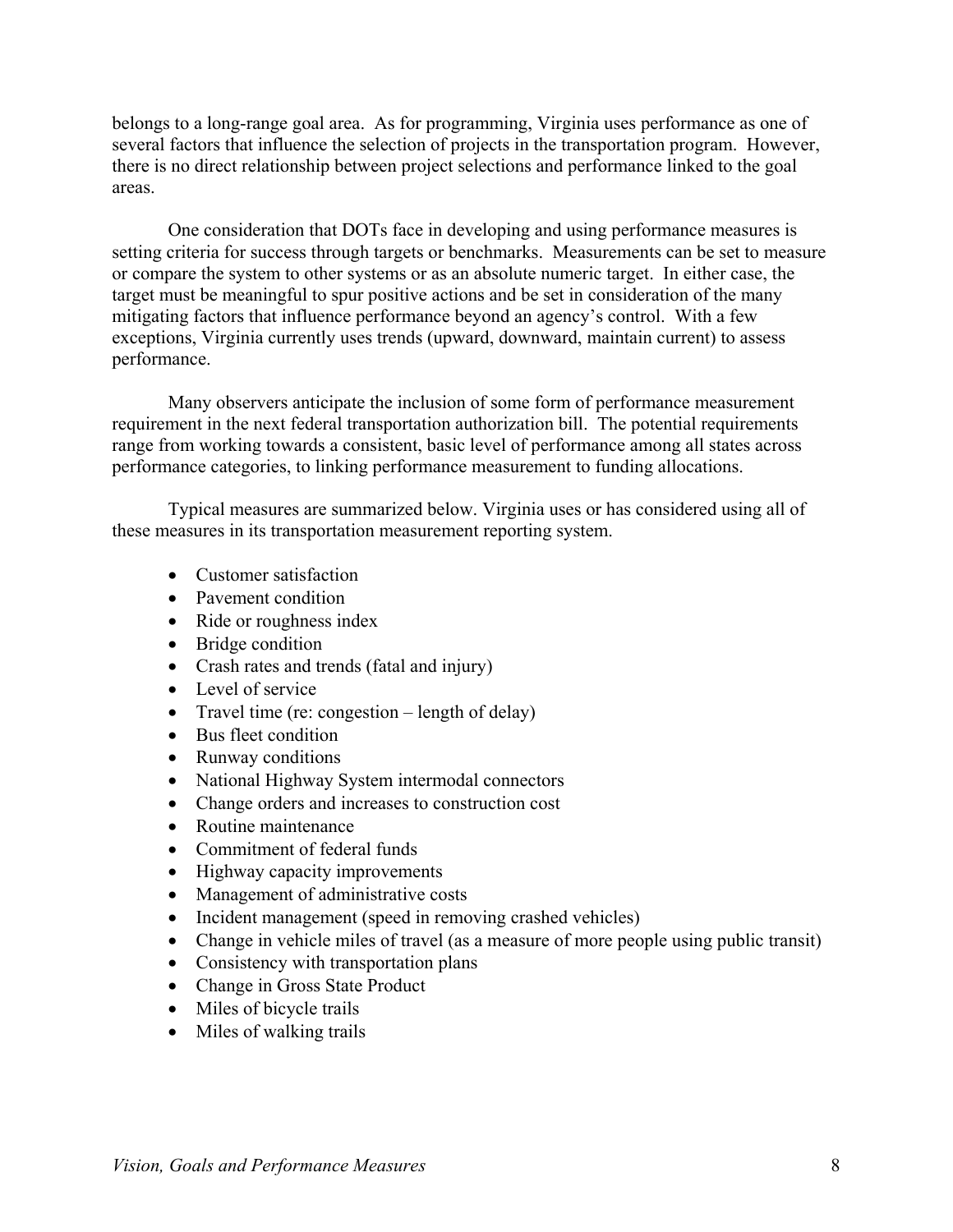belongs to a long-range goal area. As for programming, Virginia uses performance as one of several factors that influence the selection of projects in the transportation program. However, there is no direct relationship between project selections and performance linked to the goal areas.

One consideration that DOTs face in developing and using performance measures is setting criteria for success through targets or benchmarks. Measurements can be set to measure or compare the system to other systems or as an absolute numeric target. In either case, the target must be meaningful to spur positive actions and be set in consideration of the many mitigating factors that influence performance beyond an agency's control. With a few exceptions, Virginia currently uses trends (upward, downward, maintain current) to assess performance.

Many observers anticipate the inclusion of some form of performance measurement requirement in the next federal transportation authorization bill. The potential requirements range from working towards a consistent, basic level of performance among all states across performance categories, to linking performance measurement to funding allocations.

Typical measures are summarized below. Virginia uses or has considered using all of these measures in its transportation measurement reporting system.

- Customer satisfaction
- Pavement condition
- Ride or roughness index
- Bridge condition
- Crash rates and trends (fatal and injury)
- Level of service
- Travel time (re: congestion – length of delay)
- Bus fleet condition
- Runway conditions
- National Highway System intermodal connectors
- Change orders and increases to construction cost
- Routine maintenance
- Commitment of federal funds
- Highway capacity improvements
- Management of administrative costs
- Incident management (speed in removing crashed vehicles)
- Change in vehicle miles of travel (as a measure of more people using public transit)
- Consistency with transportation plans
- Change in Gross State Product
- Miles of bicycle trails
- Miles of walking trails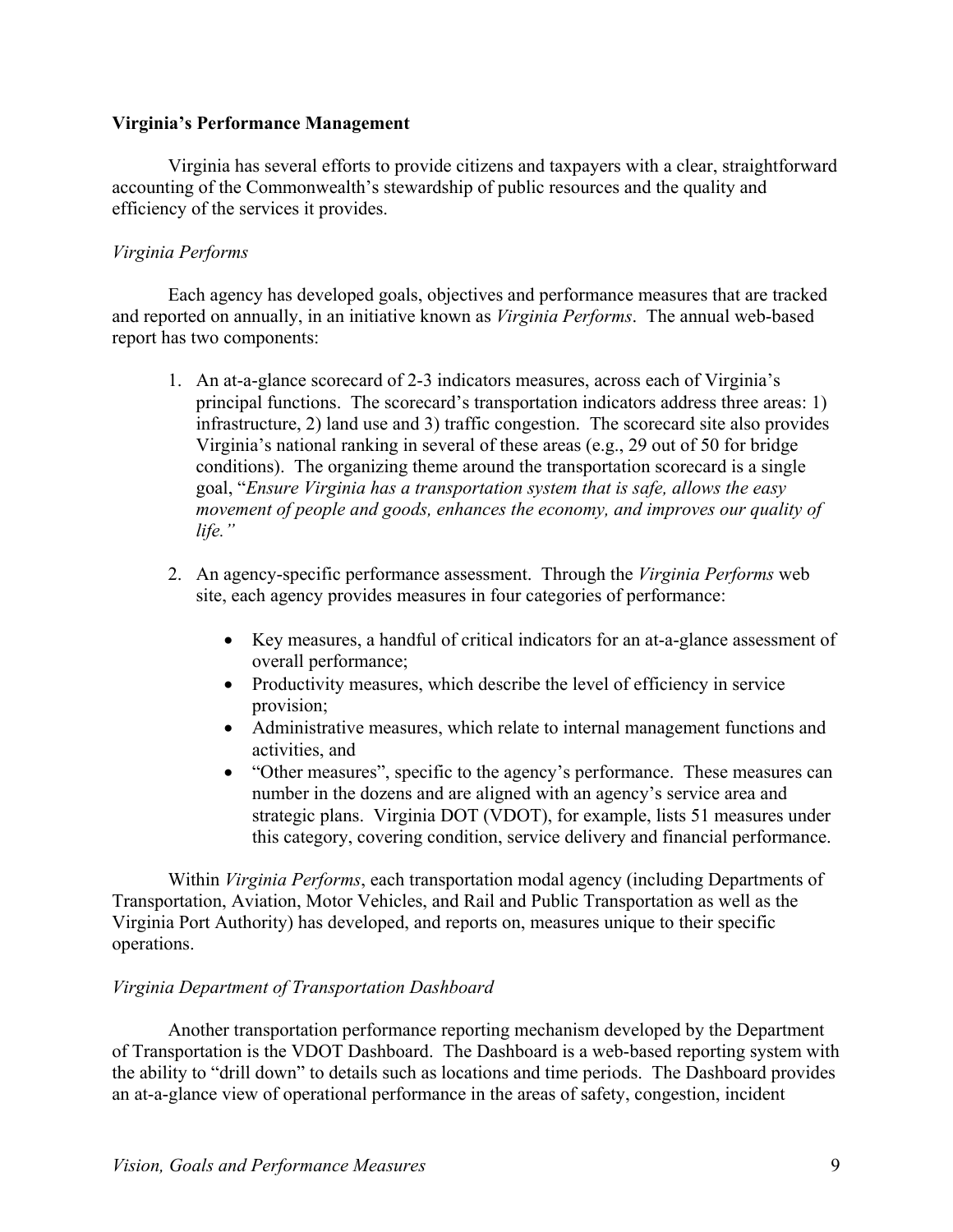**Virginia's Performance Management**

Virginia has several efforts to provide citizens and taxpayers with a clear, straightforward accounting of the Commonwealth's stewardship of public resources and the quality and efficiency of the services it provides.

*Virginia Performs*

Each agency has developed goals, objectives and performance measures that are tracked and reported on annually, in an initiative known as *Virginia Performs*. The annual web-based report has two components:

1. An at-a-glance scorecard of 2-3 indicators measures, across each of Virginia's principal functions. The scorecard's transportation indicators address three areas: 1) infrastructure, 2) land use and 3) traffic congestion. The scorecard site also provides Virginia's national ranking in several of these areas (e.g., 29 out of 50 for bridge conditions). The organizing theme around the transportation scorecard is a single goal, "*Ensure Virginia has a transportation system that is safe, allows the easy movement of people and goods, enhances the economy, and improves our quality of life.*"

2. An agency-specific performance assessment. Through the *Virginia Performs* web site, each agency provides measures in four categories of performance:

   - Key measures, a handful of critical indicators for an at-a-glance assessment of overall performance;
   - Productivity measures, which describe the level of efficiency in service provision;
   - Administrative measures, which relate to internal management functions and activities, and
   - "Other measures", specific to the agency's performance. These measures can number in the dozens and are aligned with an agency's service area and strategic plans. Virginia DOT (VDOT), for example, lists 51 measures under this category, covering condition, service delivery and financial performance.

Within *Virginia Performs*, each transportation modal agency (including Departments of Transportation, Aviation, Motor Vehicles, and Rail and Public Transportation as well as the Virginia Port Authority) has developed, and reports on, measures unique to their specific operations.

*Virginia Department of Transportation Dashboard*

Another transportation performance reporting mechanism developed by the Department of Transportation is the VDOT Dashboard. The Dashboard is a web-based reporting system with the ability to "drill down" to details such as locations and time periods. The Dashboard provides an at-a-glance view of operational performance in the areas of safety, congestion, incident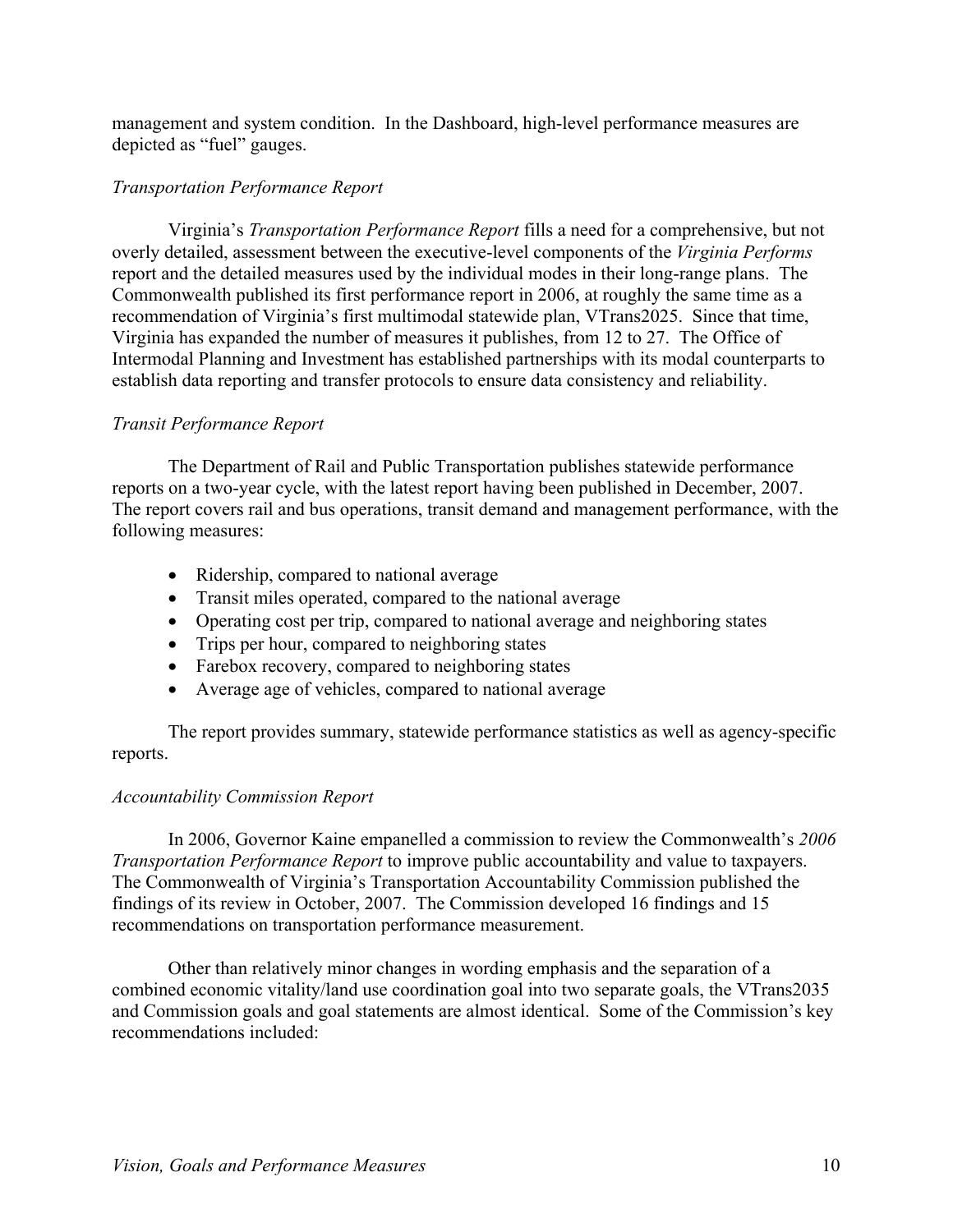management and system condition. In the Dashboard, high-level performance measures are depicted as "fuel" gauges.

*Transportation Performance Report*

Virginia's *Transportation Performance Report* fills a need for a comprehensive, but not overly detailed, assessment between the executive-level components of the *Virginia Performs* report and the detailed measures used by the individual modes in their long-range plans. The Commonwealth published its first performance report in 2006, at roughly the same time as a recommendation of Virginia's first multimodal statewide plan, VTrans2025. Since that time, Virginia has expanded the number of measures it publishes, from 12 to 27. The Office of Intermodal Planning and Investment has established partnerships with its modal counterparts to establish data reporting and transfer protocols to ensure data consistency and reliability.

*Transit Performance Report*

The Department of Rail and Public Transportation publishes statewide performance reports on a two-year cycle, with the latest report having been published in December, 2007. The report covers rail and bus operations, transit demand and management performance, with the following measures:

- Ridership, compared to national average
- Transit miles operated, compared to the national average
- Operating cost per trip, compared to national average and neighboring states
- Trips per hour, compared to neighboring states
- Farebox recovery, compared to neighboring states
- Average age of vehicles, compared to national average

The report provides summary, statewide performance statistics as well as agency-specific reports.

*Accountability Commission Report*

In 2006, Governor Kaine empanelled a commission to review the Commonwealth's *2006 Transportation Performance Report* to improve public accountability and value to taxpayers. The Commonwealth of Virginia's Transportation Accountability Commission published the findings of its review in October, 2007. The Commission developed 16 findings and 15 recommendations on transportation performance measurement.

Other than relatively minor changes in wording emphasis and the separation of a combined economic vitality/land use coordination goal into two separate goals, the VTrans2035 and Commission goals and goal statements are almost identical. Some of the Commission's key recommendations included: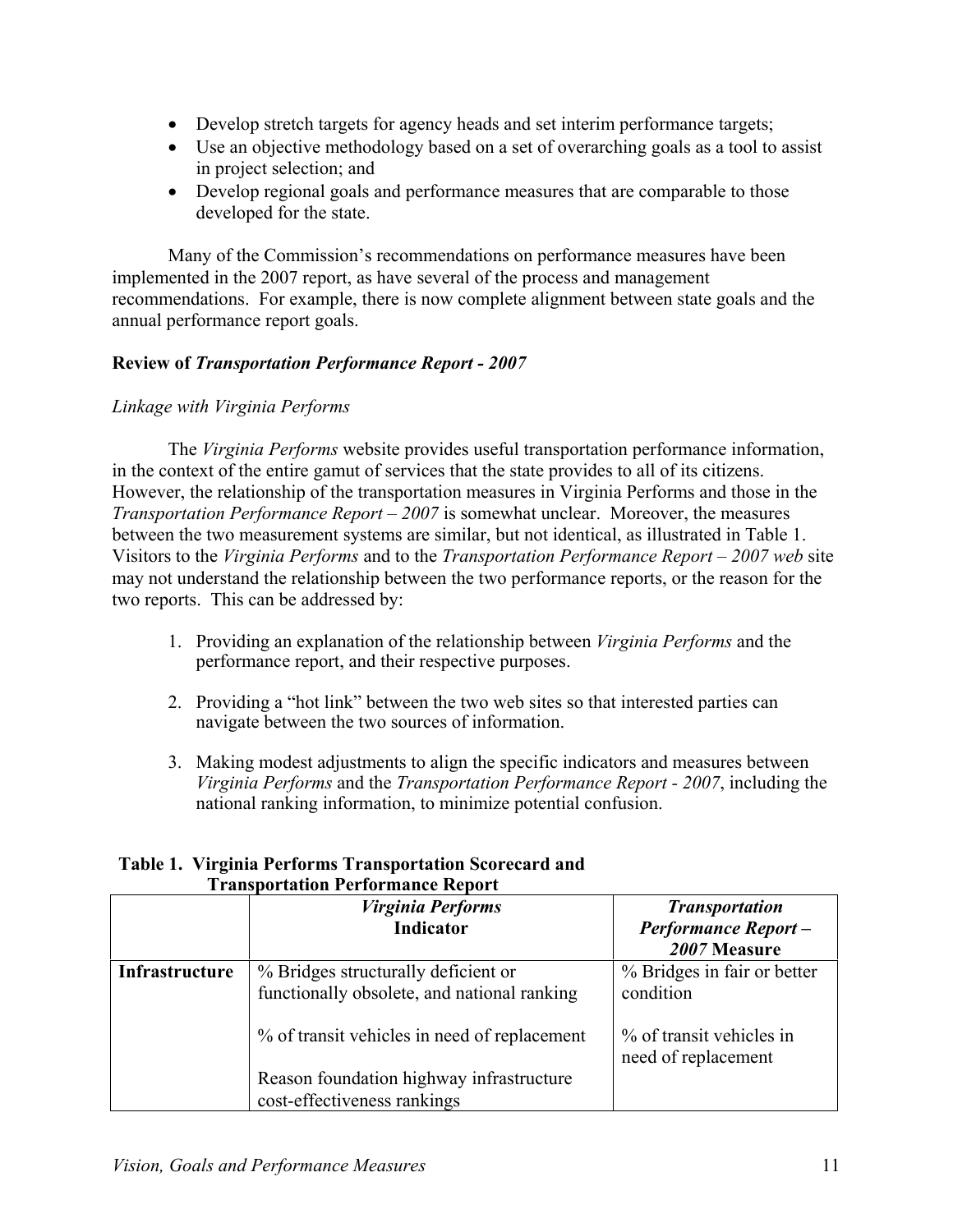- Develop stretch targets for agency heads and set interim performance targets;
- Use an objective methodology based on a set of overarching goals as a tool to assist in project selection; and
- Develop regional goals and performance measures that are comparable to those developed for the state.

Many of the Commission's recommendations on performance measures have been implemented in the 2007 report, as have several of the process and management recommendations. For example, there is now complete alignment between state goals and the annual performance report goals.

**Review of *Transportation Performance Report - 2007***

*Linkage with Virginia Performs*

The *Virginia Performs* website provides useful transportation performance information, in the context of the entire gamut of services that the state provides to all of its citizens. However, the relationship of the transportation measures in Virginia Performs and those in the *Transportation Performance Report – 2007* is somewhat unclear. Moreover, the measures between the two measurement systems are similar, but not identical, as illustrated in Table 1. Visitors to the *Virginia Performs* and to the *Transportation Performance Report – 2007 web* site may not understand the relationship between the two performance reports, or the reason for the two reports. This can be addressed by:

1. Providing an explanation of the relationship between *Virginia Performs* and the performance report, and their respective purposes.

2. Providing a "hot link" between the two web sites so that interested parties can navigate between the two sources of information.

3. Making modest adjustments to align the specific indicators and measures between *Virginia Performs* and the *Transportation Performance Report - 2007*, including the national ranking information, to minimize potential confusion.

**Table 1. Virginia Performs Transportation Scorecard and Transportation Performance Report**

| | ***Virginia Performs*** **Indicator** | ***Transportation Performance Report – 2007*** **Measure** |
|---|---|---|
| **Infrastructure** | % Bridges structurally deficient or functionally obsolete, and national ranking | % Bridges in fair or better condition |
| | % of transit vehicles in need of replacement | % of transit vehicles in need of replacement |
| | Reason foundation highway infrastructure cost-effectiveness rankings | |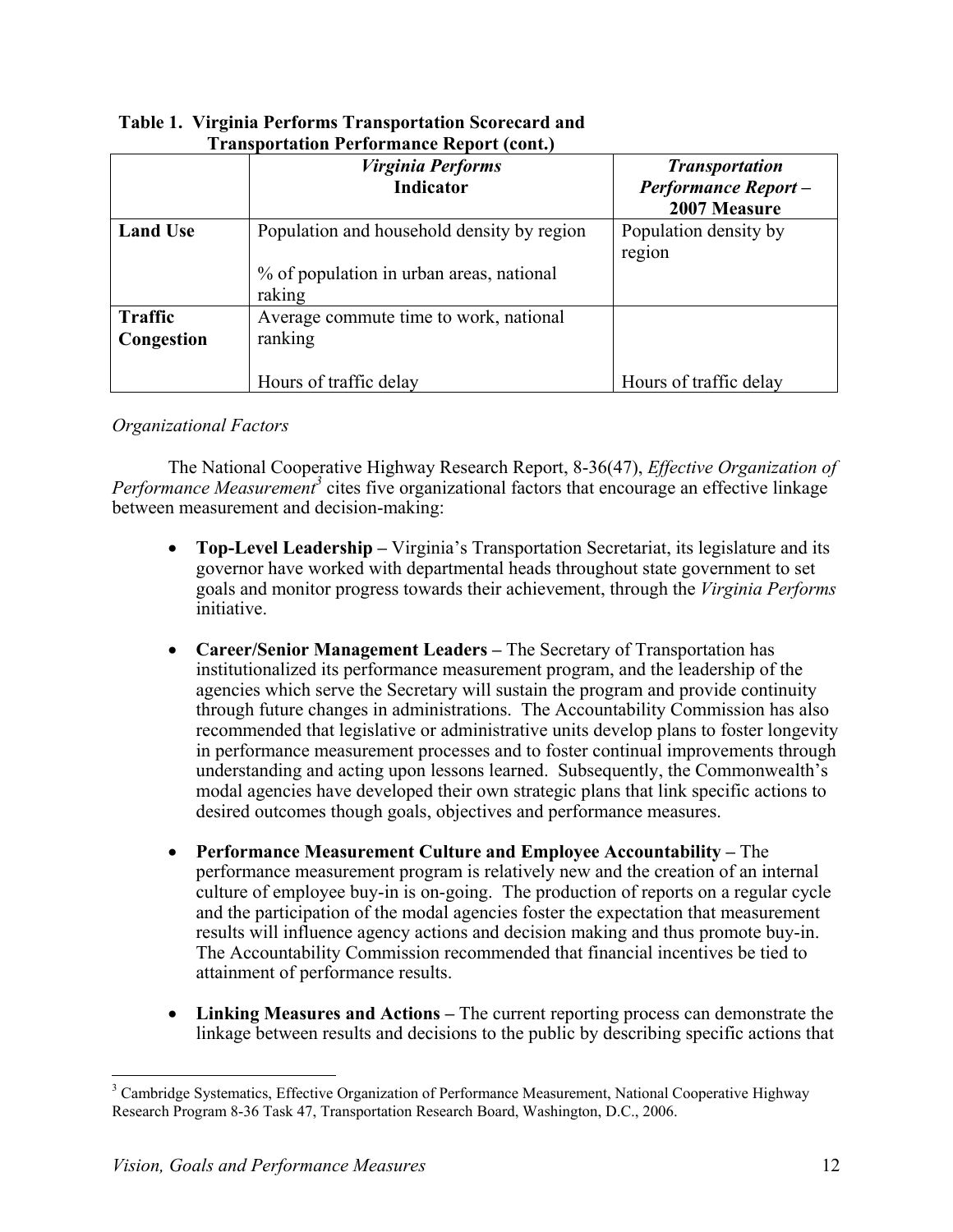**Table 1. Virginia Performs Transportation Scorecard and Transportation Performance Report (cont.)**

| | ***Virginia Performs*** **Indicator** | ***Transportation Performance Report –*** **2007 Measure** |
|---|---|---|
| **Land Use** | Population and household density by region<br><br>% of population in urban areas, national raking | Population density by region |
| **Traffic Congestion** | Average commute time to work, national ranking<br><br>Hours of traffic delay | Hours of traffic delay |

*Organizational Factors*

The National Cooperative Highway Research Report, 8-36(47), *Effective Organization of Performance Measurement*[3] cites five organizational factors that encourage an effective linkage between measurement and decision-making:

- **Top-Level Leadership –** Virginia's Transportation Secretariat, its legislature and its governor have worked with departmental heads throughout state government to set goals and monitor progress towards their achievement, through the *Virginia Performs* initiative.

- **Career/Senior Management Leaders –** The Secretary of Transportation has institutionalized its performance measurement program, and the leadership of the agencies which serve the Secretary will sustain the program and provide continuity through future changes in administrations. The Accountability Commission has also recommended that legislative or administrative units develop plans to foster longevity in performance measurement processes and to foster continual improvements through understanding and acting upon lessons learned. Subsequently, the Commonwealth's modal agencies have developed their own strategic plans that link specific actions to desired outcomes though goals, objectives and performance measures.

- **Performance Measurement Culture and Employee Accountability –** The performance measurement program is relatively new and the creation of an internal culture of employee buy-in is on-going. The production of reports on a regular cycle and the participation of the modal agencies foster the expectation that measurement results will influence agency actions and decision making and thus promote buy-in. The Accountability Commission recommended that financial incentives be tied to attainment of performance results.

- **Linking Measures and Actions –** The current reporting process can demonstrate the linkage between results and decisions to the public by describing specific actions that

[3] Cambridge Systematics, Effective Organization of Performance Measurement, National Cooperative Highway Research Program 8-36 Task 47, Transportation Research Board, Washington, D.C., 2006.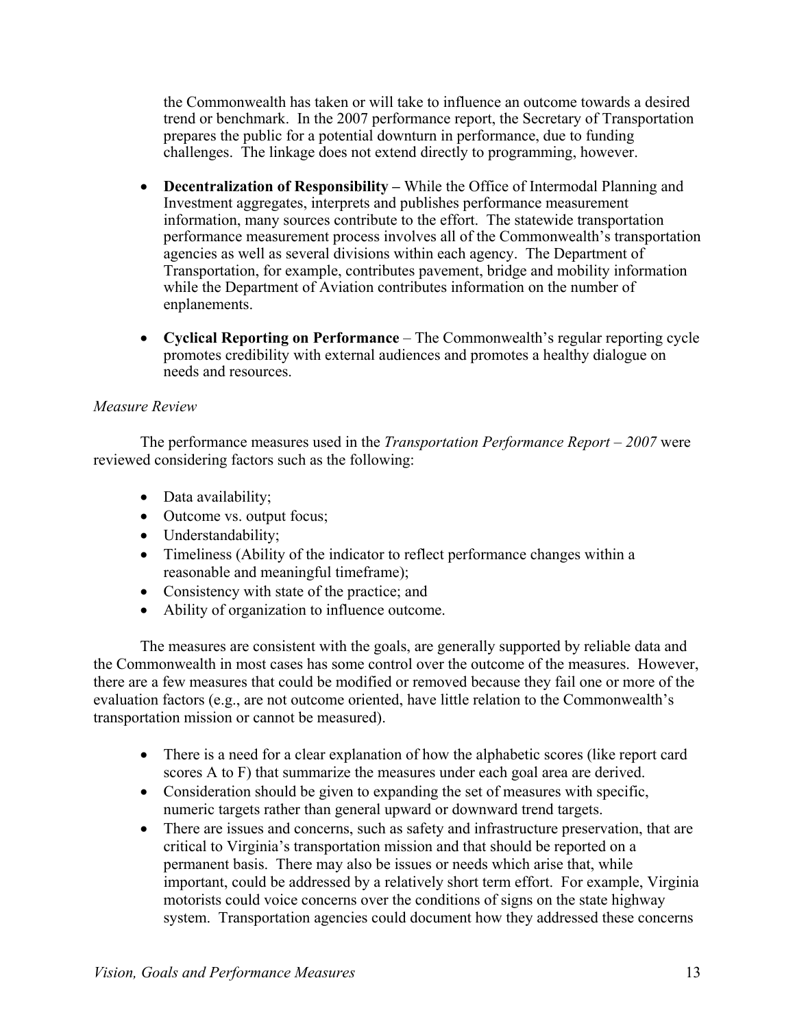the Commonwealth has taken or will take to influence an outcome towards a desired trend or benchmark. In the 2007 performance report, the Secretary of Transportation prepares the public for a potential downturn in performance, due to funding challenges. The linkage does not extend directly to programming, however.

- **Decentralization of Responsibility –** While the Office of Intermodal Planning and Investment aggregates, interprets and publishes performance measurement information, many sources contribute to the effort. The statewide transportation performance measurement process involves all of the Commonwealth's transportation agencies as well as several divisions within each agency. The Department of Transportation, for example, contributes pavement, bridge and mobility information while the Department of Aviation contributes information on the number of enplanements.
- **Cyclical Reporting on Performance** – The Commonwealth's regular reporting cycle promotes credibility with external audiences and promotes a healthy dialogue on needs and resources.

*Measure Review*

The performance measures used in the *Transportation Performance Report – 2007* were reviewed considering factors such as the following:

- Data availability;
- Outcome vs. output focus;
- Understandability;
- Timeliness (Ability of the indicator to reflect performance changes within a reasonable and meaningful timeframe);
- Consistency with state of the practice; and
- Ability of organization to influence outcome.

The measures are consistent with the goals, are generally supported by reliable data and the Commonwealth in most cases has some control over the outcome of the measures. However, there are a few measures that could be modified or removed because they fail one or more of the evaluation factors (e.g., are not outcome oriented, have little relation to the Commonwealth's transportation mission or cannot be measured).

- There is a need for a clear explanation of how the alphabetic scores (like report card scores A to F) that summarize the measures under each goal area are derived.
- Consideration should be given to expanding the set of measures with specific, numeric targets rather than general upward or downward trend targets.
- There are issues and concerns, such as safety and infrastructure preservation, that are critical to Virginia's transportation mission and that should be reported on a permanent basis. There may also be issues or needs which arise that, while important, could be addressed by a relatively short term effort. For example, Virginia motorists could voice concerns over the conditions of signs on the state highway system. Transportation agencies could document how they addressed these concerns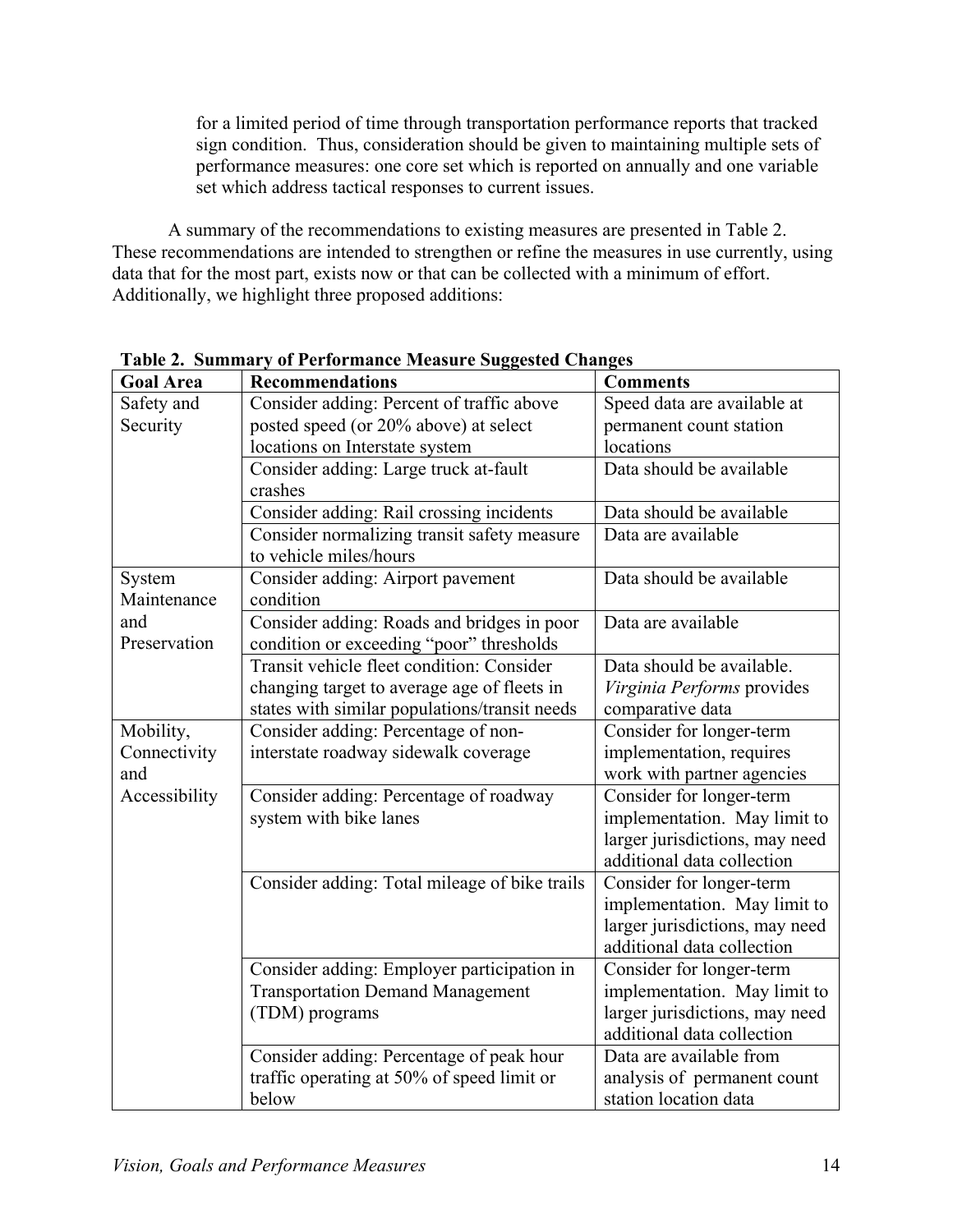for a limited period of time through transportation performance reports that tracked sign condition. Thus, consideration should be given to maintaining multiple sets of performance measures: one core set which is reported on annually and one variable set which address tactical responses to current issues.

A summary of the recommendations to existing measures are presented in Table 2. These recommendations are intended to strengthen or refine the measures in use currently, using data that for the most part, exists now or that can be collected with a minimum of effort. Additionally, we highlight three proposed additions:

**Table 2. Summary of Performance Measure Suggested Changes**

| Goal Area | Recommendations | Comments |
|---|---|---|
| Safety and Security | Consider adding: Percent of traffic above posted speed (or 20% above) at select locations on Interstate system | Speed data are available at permanent count station locations |
| | Consider adding: Large truck at-fault crashes | Data should be available |
| | Consider adding: Rail crossing incidents | Data should be available |
| | Consider normalizing transit safety measure to vehicle miles/hours | Data are available |
| System Maintenance and Preservation | Consider adding: Airport pavement condition | Data should be available |
| | Consider adding: Roads and bridges in poor condition or exceeding "poor" thresholds | Data are available |
| | Transit vehicle fleet condition: Consider changing target to average age of fleets in states with similar populations/transit needs | Data should be available. *Virginia Performs* provides comparative data |
| Mobility, Connectivity and Accessibility | Consider adding: Percentage of non-interstate roadway sidewalk coverage | Consider for longer-term implementation, requires work with partner agencies |
| | Consider adding: Percentage of roadway system with bike lanes | Consider for longer-term implementation. May limit to larger jurisdictions, may need additional data collection |
| | Consider adding: Total mileage of bike trails | Consider for longer-term implementation. May limit to larger jurisdictions, may need additional data collection |
| | Consider adding: Employer participation in Transportation Demand Management (TDM) programs | Consider for longer-term implementation. May limit to larger jurisdictions, may need additional data collection |
| | Consider adding: Percentage of peak hour traffic operating at 50% of speed limit or below | Data are available from analysis of permanent count station location data |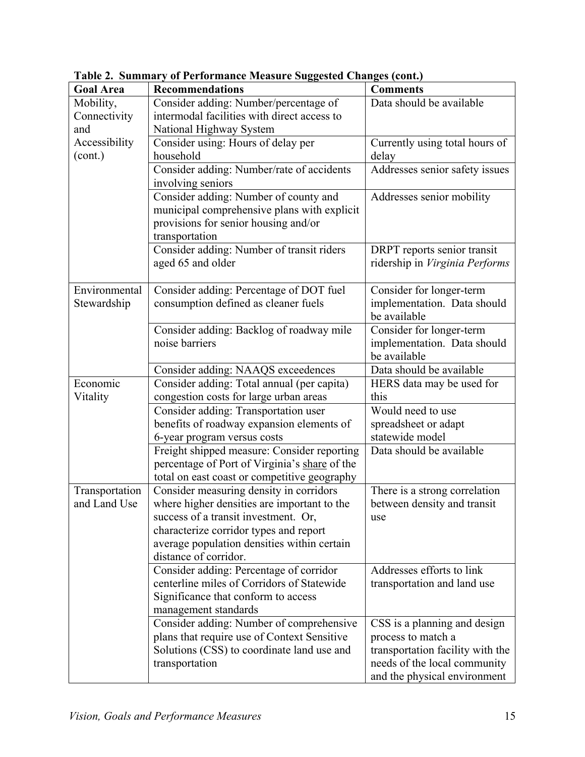**Table 2. Summary of Performance Measure Suggested Changes (cont.)**

| Goal Area | Recommendations | Comments |
|---|---|---|
| Mobility, Connectivity and Accessibility (cont.) | Consider adding: Number/percentage of intermodal facilities with direct access to National Highway System | Data should be available |
| | Consider using: Hours of delay per household | Currently using total hours of delay |
| | Consider adding: Number/rate of accidents involving seniors | Addresses senior safety issues |
| | Consider adding: Number of county and municipal comprehensive plans with explicit provisions for senior housing and/or transportation | Addresses senior mobility |
| | Consider adding: Number of transit riders aged 65 and older | DRPT reports senior transit ridership in *Virginia Performs* |
| Environmental Stewardship | Consider adding: Percentage of DOT fuel consumption defined as cleaner fuels | Consider for longer-term implementation. Data should be available |
| | Consider adding: Backlog of roadway mile noise barriers | Consider for longer-term implementation. Data should be available |
| | Consider adding: NAAQS exceedences | Data should be available |
| Economic Vitality | Consider adding: Total annual (per capita) congestion costs for large urban areas | HERS data may be used for this |
| | Consider adding: Transportation user benefits of roadway expansion elements of 6-year program versus costs | Would need to use spreadsheet or adapt statewide model |
| | Freight shipped measure: Consider reporting percentage of Port of Virginia's <u>share</u> of the total on east coast or competitive geography | Data should be available |
| Transportation and Land Use | Consider measuring density in corridors where higher densities are important to the success of a transit investment. Or, characterize corridor types and report average population densities within certain distance of corridor. | There is a strong correlation between density and transit use |
| | Consider adding: Percentage of corridor centerline miles of Corridors of Statewide Significance that conform to access management standards | Addresses efforts to link transportation and land use |
| | Consider adding: Number of comprehensive plans that require use of Context Sensitive Solutions (CSS) to coordinate land use and transportation | CSS is a planning and design process to match a transportation facility with the needs of the local community and the physical environment |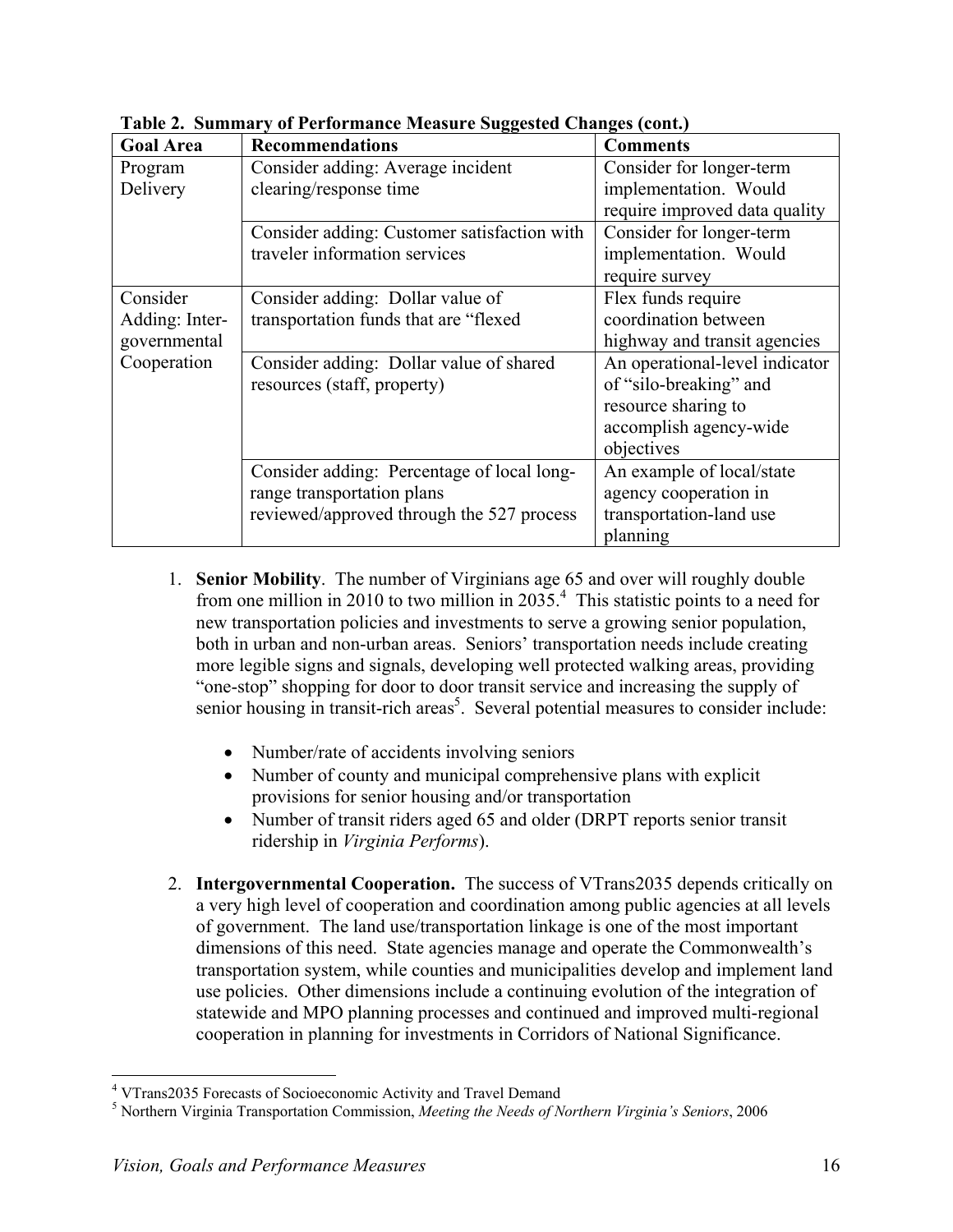**Table 2. Summary of Performance Measure Suggested Changes (cont.)**

| Goal Area | Recommendations | Comments |
|---|---|---|
| Program Delivery | Consider adding: Average incident clearing/response time | Consider for longer-term implementation. Would require improved data quality |
| | Consider adding: Customer satisfaction with traveler information services | Consider for longer-term implementation. Would require survey |
| Consider Adding: Inter-governmental Cooperation | Consider adding: Dollar value of transportation funds that are "flexed | Flex funds require coordination between highway and transit agencies |
| | Consider adding: Dollar value of shared resources (staff, property) | An operational-level indicator of "silo-breaking" and resource sharing to accomplish agency-wide objectives |
| | Consider adding: Percentage of local long-range transportation plans reviewed/approved through the 527 process | An example of local/state agency cooperation in transportation-land use planning |

1. **Senior Mobility**. The number of Virginians age 65 and over will roughly double from one million in 2010 to two million in 2035.[4] This statistic points to a need for new transportation policies and investments to serve a growing senior population, both in urban and non-urban areas. Seniors' transportation needs include creating more legible signs and signals, developing well protected walking areas, providing "one-stop" shopping for door to door transit service and increasing the supply of senior housing in transit-rich areas[5]. Several potential measures to consider include:

   - Number/rate of accidents involving seniors
   - Number of county and municipal comprehensive plans with explicit provisions for senior housing and/or transportation
   - Number of transit riders aged 65 and older (DRPT reports senior transit ridership in *Virginia Performs*).

2. **Intergovernmental Cooperation.** The success of VTrans2035 depends critically on a very high level of cooperation and coordination among public agencies at all levels of government. The land use/transportation linkage is one of the most important dimensions of this need. State agencies manage and operate the Commonwealth's transportation system, while counties and municipalities develop and implement land use policies. Other dimensions include a continuing evolution of the integration of statewide and MPO planning processes and continued and improved multi-regional cooperation in planning for investments in Corridors of National Significance.

[4] VTrans2035 Forecasts of Socioeconomic Activity and Travel Demand

[5] Northern Virginia Transportation Commission, *Meeting the Needs of Northern Virginia's Seniors*, 2006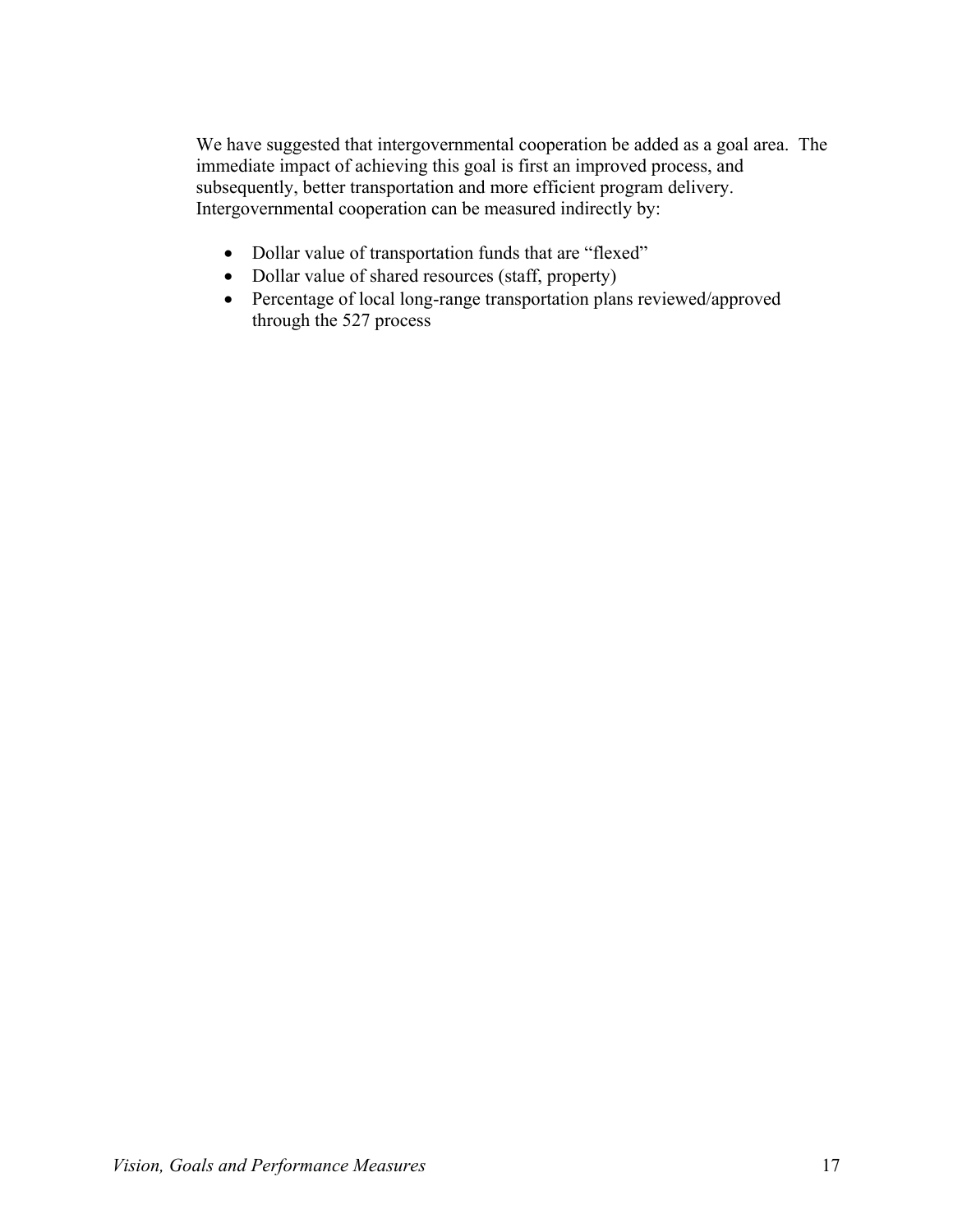We have suggested that intergovernmental cooperation be added as a goal area. The immediate impact of achieving this goal is first an improved process, and subsequently, better transportation and more efficient program delivery. Intergovernmental cooperation can be measured indirectly by:

- Dollar value of transportation funds that are "flexed"
- Dollar value of shared resources (staff, property)
- Percentage of local long-range transportation plans reviewed/approved through the 527 process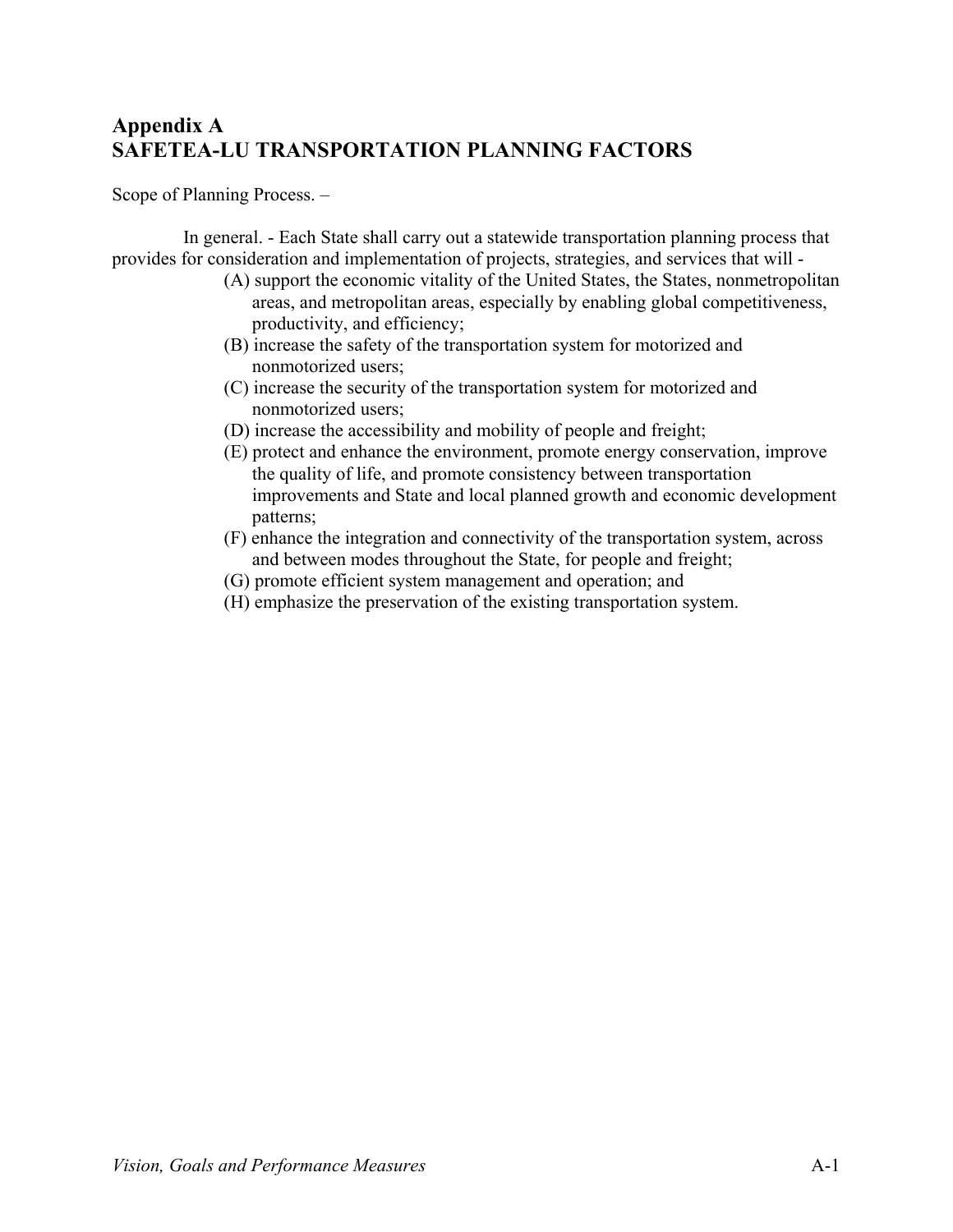# Appendix A
# SAFETEA-LU TRANSPORTATION PLANNING FACTORS

Scope of Planning Process. –

In general. - Each State shall carry out a statewide transportation planning process that provides for consideration and implementation of projects, strategies, and services that will -

(A) support the economic vitality of the United States, the States, nonmetropolitan areas, and metropolitan areas, especially by enabling global competitiveness, productivity, and efficiency;
(B) increase the safety of the transportation system for motorized and nonmotorized users;
(C) increase the security of the transportation system for motorized and nonmotorized users;
(D) increase the accessibility and mobility of people and freight;
(E) protect and enhance the environment, promote energy conservation, improve the quality of life, and promote consistency between transportation improvements and State and local planned growth and economic development patterns;
(F) enhance the integration and connectivity of the transportation system, across and between modes throughout the State, for people and freight;
(G) promote efficient system management and operation; and
(H) emphasize the preservation of the existing transportation system.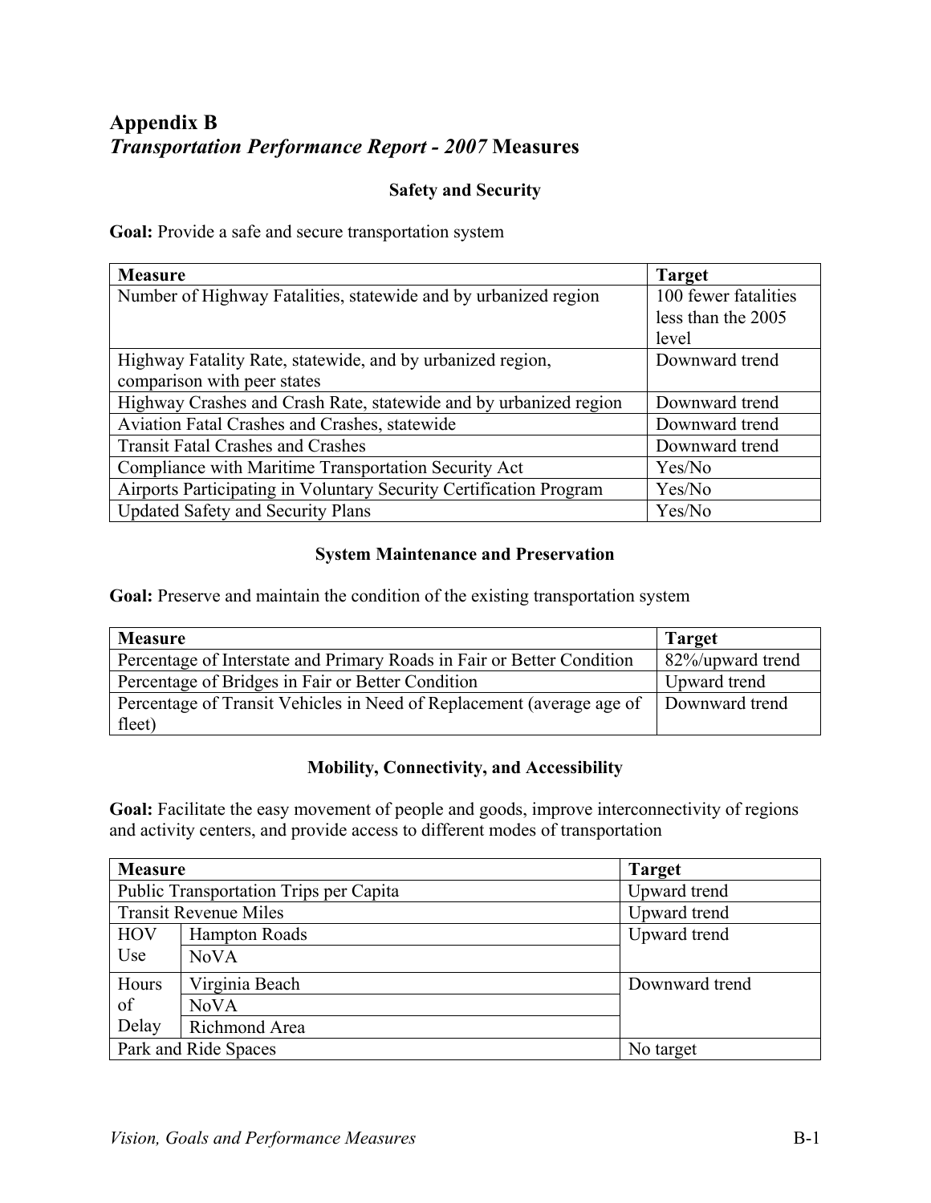# Appendix B
## *Transportation Performance Report - 2007* Measures

### Safety and Security

**Goal:** Provide a safe and secure transportation system

| Measure | Target |
|---|---|
| Number of Highway Fatalities, statewide and by urbanized region | 100 fewer fatalities less than the 2005 level |
| Highway Fatality Rate, statewide, and by urbanized region, comparison with peer states | Downward trend |
| Highway Crashes and Crash Rate, statewide and by urbanized region | Downward trend |
| Aviation Fatal Crashes and Crashes, statewide | Downward trend |
| Transit Fatal Crashes and Crashes | Downward trend |
| Compliance with Maritime Transportation Security Act | Yes/No |
| Airports Participating in Voluntary Security Certification Program | Yes/No |
| Updated Safety and Security Plans | Yes/No |

### System Maintenance and Preservation

**Goal:** Preserve and maintain the condition of the existing transportation system

| Measure | Target |
|---|---|
| Percentage of Interstate and Primary Roads in Fair or Better Condition | 82%/upward trend |
| Percentage of Bridges in Fair or Better Condition | Upward trend |
| Percentage of Transit Vehicles in Need of Replacement (average age of fleet) | Downward trend |

### Mobility, Connectivity, and Accessibility

**Goal:** Facilitate the easy movement of people and goods, improve interconnectivity of regions and activity centers, and provide access to different modes of transportation

| Measure | | Target |
|---|---|---|
| Public Transportation Trips per Capita | | Upward trend |
| Transit Revenue Miles | | Upward trend |
| HOV Use | Hampton Roads | Upward trend |
| | NoVA | |
| Hours of Delay | Virginia Beach | Downward trend |
| | NoVA | |
| | Richmond Area | |
| Park and Ride Spaces | | No target |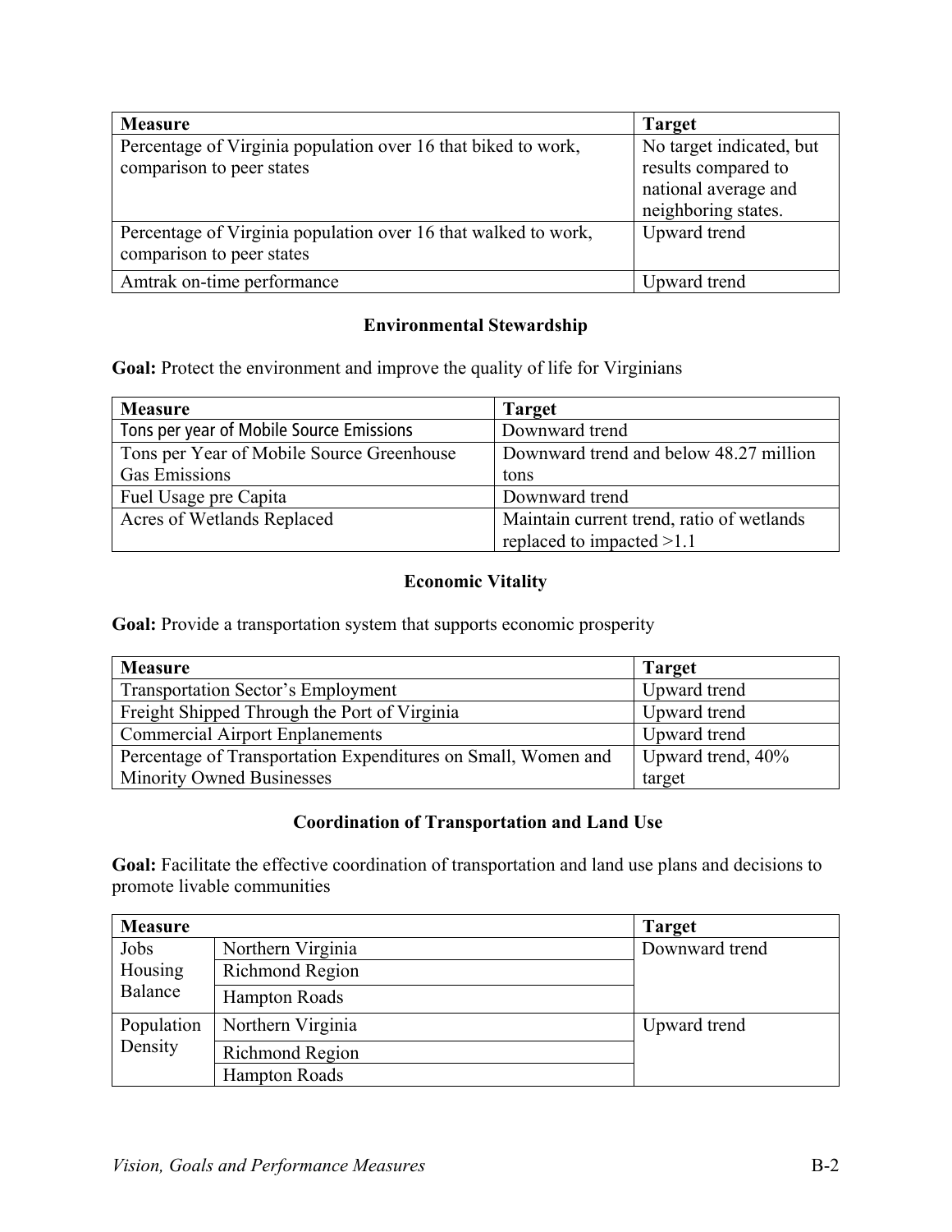| Measure | Target |
|---|---|
| Percentage of Virginia population over 16 that biked to work, comparison to peer states | No target indicated, but results compared to national average and neighboring states. |
| Percentage of Virginia population over 16 that walked to work, comparison to peer states | Upward trend |
| Amtrak on-time performance | Upward trend |

### Environmental Stewardship

**Goal:** Protect the environment and improve the quality of life for Virginians

| Measure | Target |
|---|---|
| Tons per year of Mobile Source Emissions | Downward trend |
| Tons per Year of Mobile Source Greenhouse Gas Emissions | Downward trend and below 48.27 million tons |
| Fuel Usage pre Capita | Downward trend |
| Acres of Wetlands Replaced | Maintain current trend, ratio of wetlands replaced to impacted >1.1 |

### Economic Vitality

**Goal:** Provide a transportation system that supports economic prosperity

| Measure | Target |
|---|---|
| Transportation Sector's Employment | Upward trend |
| Freight Shipped Through the Port of Virginia | Upward trend |
| Commercial Airport Enplanements | Upward trend |
| Percentage of Transportation Expenditures on Small, Women and Minority Owned Businesses | Upward trend, 40% target |

### Coordination of Transportation and Land Use

**Goal:** Facilitate the effective coordination of transportation and land use plans and decisions to promote livable communities

| Measure | | Target |
|---|---|---|
| Jobs Housing Balance | Northern Virginia | Downward trend |
| | Richmond Region | |
| | Hampton Roads | |
| Population Density | Northern Virginia | Upward trend |
| | Richmond Region | |
| | Hampton Roads | |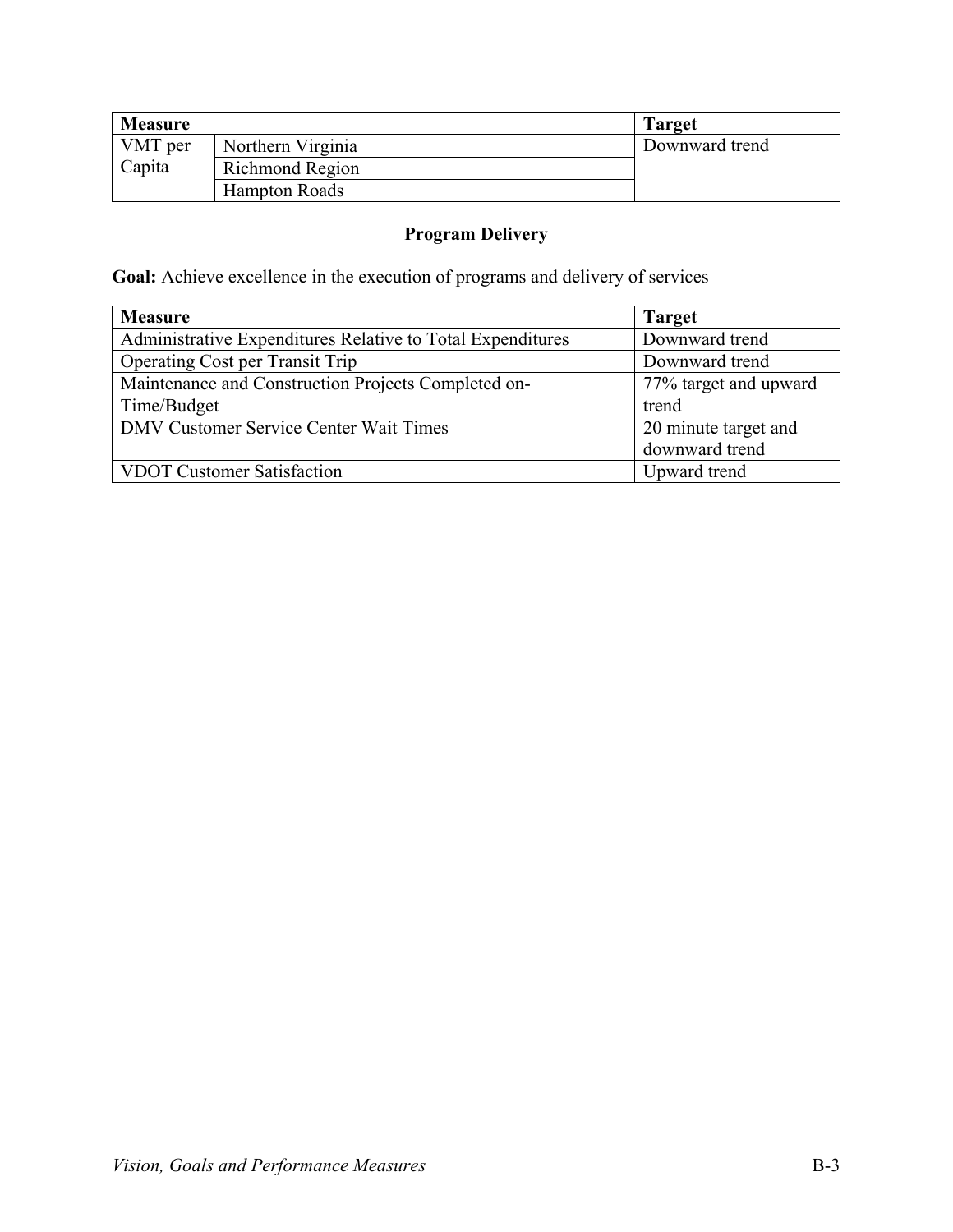| Measure | | Target |
|---|---|---|
| VMT per Capita | Northern Virginia | Downward trend |
| | Richmond Region | |
| | Hampton Roads | |

## Program Delivery

**Goal:** Achieve excellence in the execution of programs and delivery of services

| Measure | Target |
|---|---|
| Administrative Expenditures Relative to Total Expenditures | Downward trend |
| Operating Cost per Transit Trip | Downward trend |
| Maintenance and Construction Projects Completed on-Time/Budget | 77% target and upward trend |
| DMV Customer Service Center Wait Times | 20 minute target and downward trend |
| VDOT Customer Satisfaction | Upward trend |